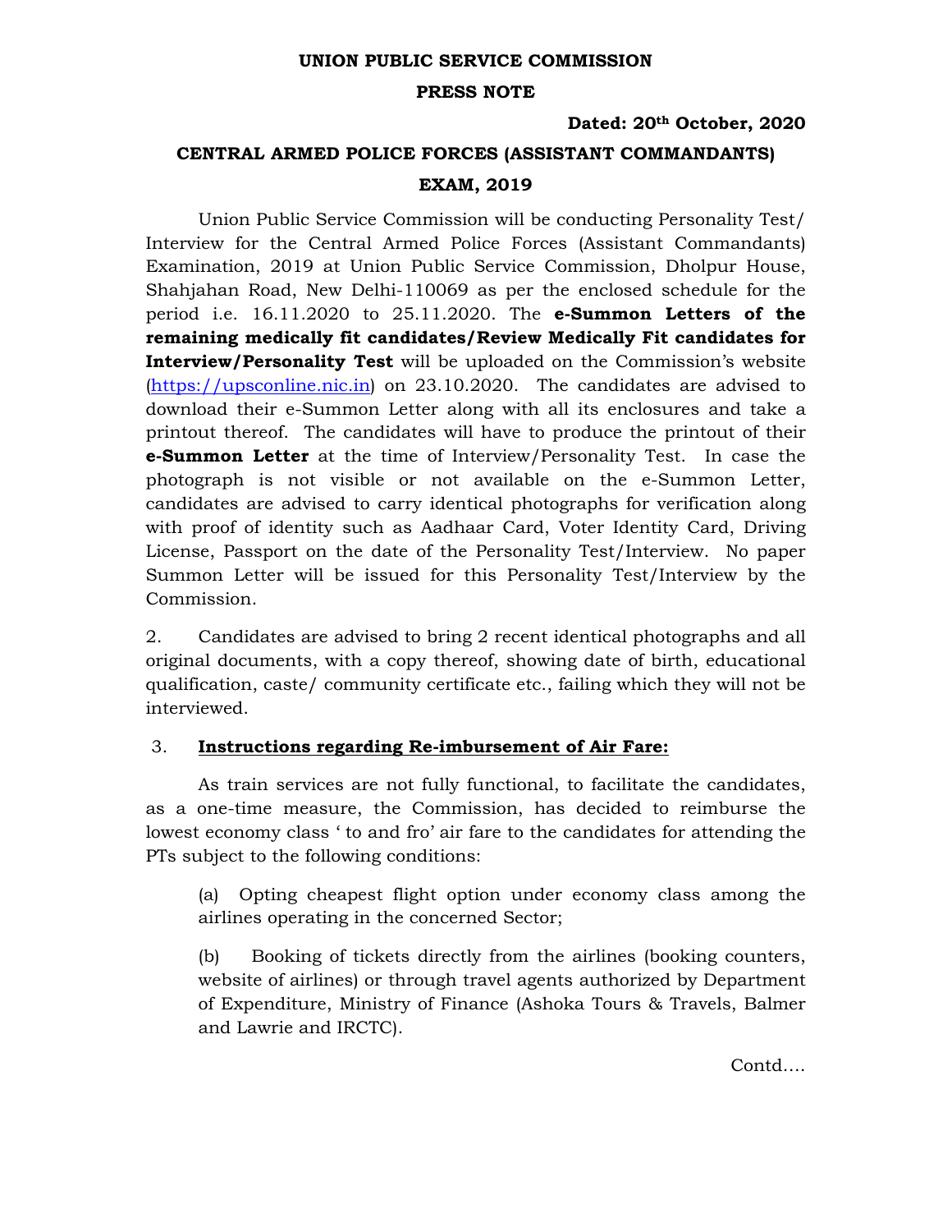**UNION PUBLIC SERVICE COMMISSION**

**PRESS NOTE**

**Dated: 20th October, 2020**

# CENTRAL ARMED POLICE FORCES (ASSISTANT COMMANDANTS) EXAM, 2019

Union Public Service Commission will be conducting Personality Test/ Interview for the Central Armed Police Forces (Assistant Commandants) Examination, 2019 at Union Public Service Commission, Dholpur House, Shahjahan Road, New Delhi-110069 as per the enclosed schedule for the period i.e. 16.11.2020 to 25.11.2020. The **e-Summon Letters of the remaining medically fit candidates/Review Medically Fit candidates for Interview/Personality Test** will be uploaded on the Commission's website (https://upsconline.nic.in) on 23.10.2020. The candidates are advised to download their e-Summon Letter along with all its enclosures and take a printout thereof. The candidates will have to produce the printout of their **e-Summon Letter** at the time of Interview/Personality Test. In case the photograph is not visible or not available on the e-Summon Letter, candidates are advised to carry identical photographs for verification along with proof of identity such as Aadhaar Card, Voter Identity Card, Driving License, Passport on the date of the Personality Test/Interview. No paper Summon Letter will be issued for this Personality Test/Interview by the Commission.

2. Candidates are advised to bring 2 recent identical photographs and all original documents, with a copy thereof, showing date of birth, educational qualification, caste/ community certificate etc., failing which they will not be interviewed.

3. **Instructions regarding Re-imbursement of Air Fare:**

As train services are not fully functional, to facilitate the candidates, as a one-time measure, the Commission, has decided to reimburse the lowest economy class ' to and fro' air fare to the candidates for attending the PTs subject to the following conditions:

(a) Opting cheapest flight option under economy class among the airlines operating in the concerned Sector;

(b) Booking of tickets directly from the airlines (booking counters, website of airlines) or through travel agents authorized by Department of Expenditure, Ministry of Finance (Ashoka Tours & Travels, Balmer and Lawrie and IRCTC).

Contd….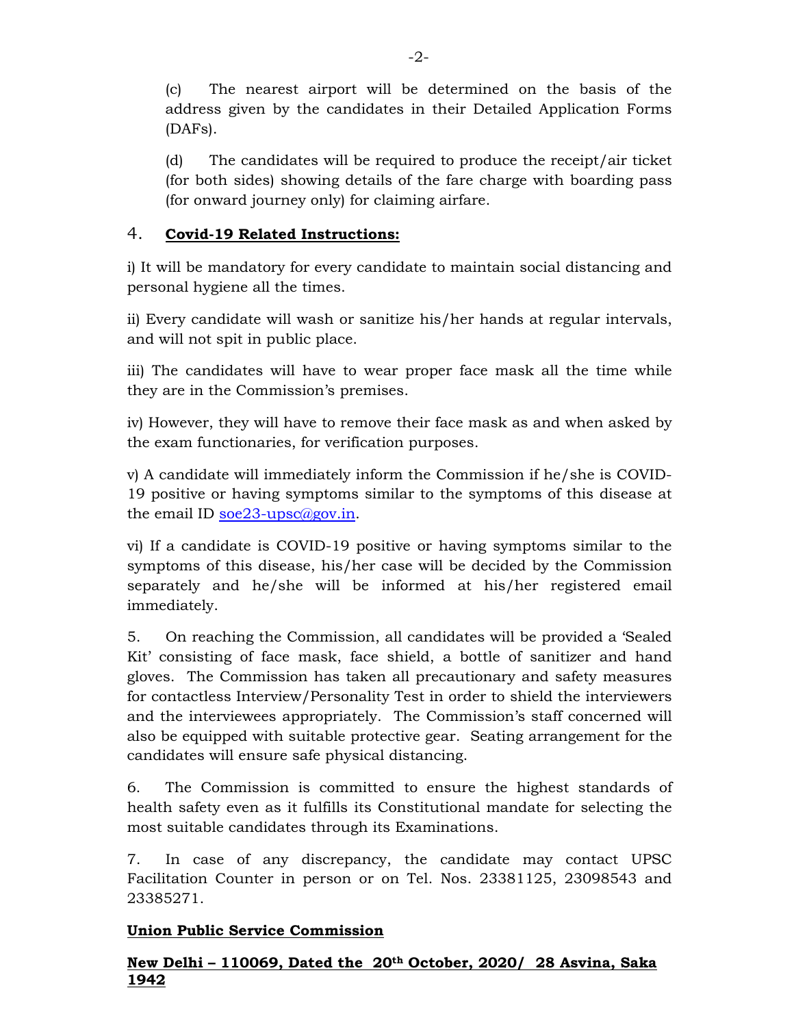(c) The nearest airport will be determined on the basis of the address given by the candidates in their Detailed Application Forms (DAFs).

(d) The candidates will be required to produce the receipt/air ticket (for both sides) showing details of the fare charge with boarding pass (for onward journey only) for claiming airfare.

4. **Covid-19 Related Instructions:**

i) It will be mandatory for every candidate to maintain social distancing and personal hygiene all the times.

ii) Every candidate will wash or sanitize his/her hands at regular intervals, and will not spit in public place.

iii) The candidates will have to wear proper face mask all the time while they are in the Commission's premises.

iv) However, they will have to remove their face mask as and when asked by the exam functionaries, for verification purposes.

v) A candidate will immediately inform the Commission if he/she is COVID-19 positive or having symptoms similar to the symptoms of this disease at the email ID soe23-upsc@gov.in.

vi) If a candidate is COVID-19 positive or having symptoms similar to the symptoms of this disease, his/her case will be decided by the Commission separately and he/she will be informed at his/her registered email immediately.

5. On reaching the Commission, all candidates will be provided a 'Sealed Kit' consisting of face mask, face shield, a bottle of sanitizer and hand gloves. The Commission has taken all precautionary and safety measures for contactless Interview/Personality Test in order to shield the interviewers and the interviewees appropriately. The Commission's staff concerned will also be equipped with suitable protective gear. Seating arrangement for the candidates will ensure safe physical distancing.

6. The Commission is committed to ensure the highest standards of health safety even as it fulfills its Constitutional mandate for selecting the most suitable candidates through its Examinations.

7. In case of any discrepancy, the candidate may contact UPSC Facilitation Counter in person or on Tel. Nos. 23381125, 23098543 and 23385271.

**Union Public Service Commission**

**New Delhi – 110069, Dated the 20th October, 2020/ 28 Asvina, Saka 1942**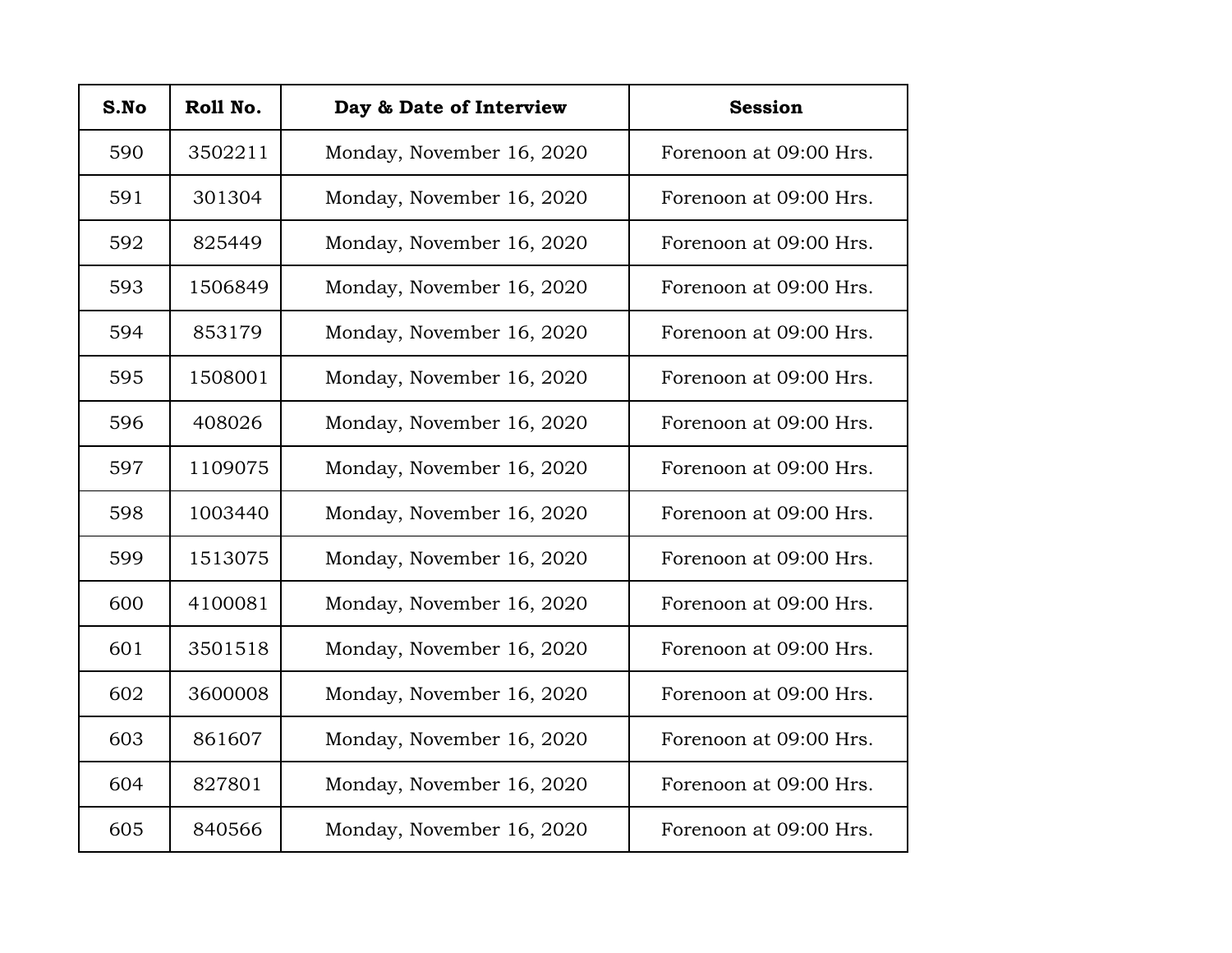| S.No | Roll No. | Day & Date of Interview | Session |
| --- | --- | --- | --- |
| 590 | 3502211 | Monday, November 16, 2020 | Forenoon at 09:00 Hrs. |
| 591 | 301304 | Monday, November 16, 2020 | Forenoon at 09:00 Hrs. |
| 592 | 825449 | Monday, November 16, 2020 | Forenoon at 09:00 Hrs. |
| 593 | 1506849 | Monday, November 16, 2020 | Forenoon at 09:00 Hrs. |
| 594 | 853179 | Monday, November 16, 2020 | Forenoon at 09:00 Hrs. |
| 595 | 1508001 | Monday, November 16, 2020 | Forenoon at 09:00 Hrs. |
| 596 | 408026 | Monday, November 16, 2020 | Forenoon at 09:00 Hrs. |
| 597 | 1109075 | Monday, November 16, 2020 | Forenoon at 09:00 Hrs. |
| 598 | 1003440 | Monday, November 16, 2020 | Forenoon at 09:00 Hrs. |
| 599 | 1513075 | Monday, November 16, 2020 | Forenoon at 09:00 Hrs. |
| 600 | 4100081 | Monday, November 16, 2020 | Forenoon at 09:00 Hrs. |
| 601 | 3501518 | Monday, November 16, 2020 | Forenoon at 09:00 Hrs. |
| 602 | 3600008 | Monday, November 16, 2020 | Forenoon at 09:00 Hrs. |
| 603 | 861607 | Monday, November 16, 2020 | Forenoon at 09:00 Hrs. |
| 604 | 827801 | Monday, November 16, 2020 | Forenoon at 09:00 Hrs. |
| 605 | 840566 | Monday, November 16, 2020 | Forenoon at 09:00 Hrs. |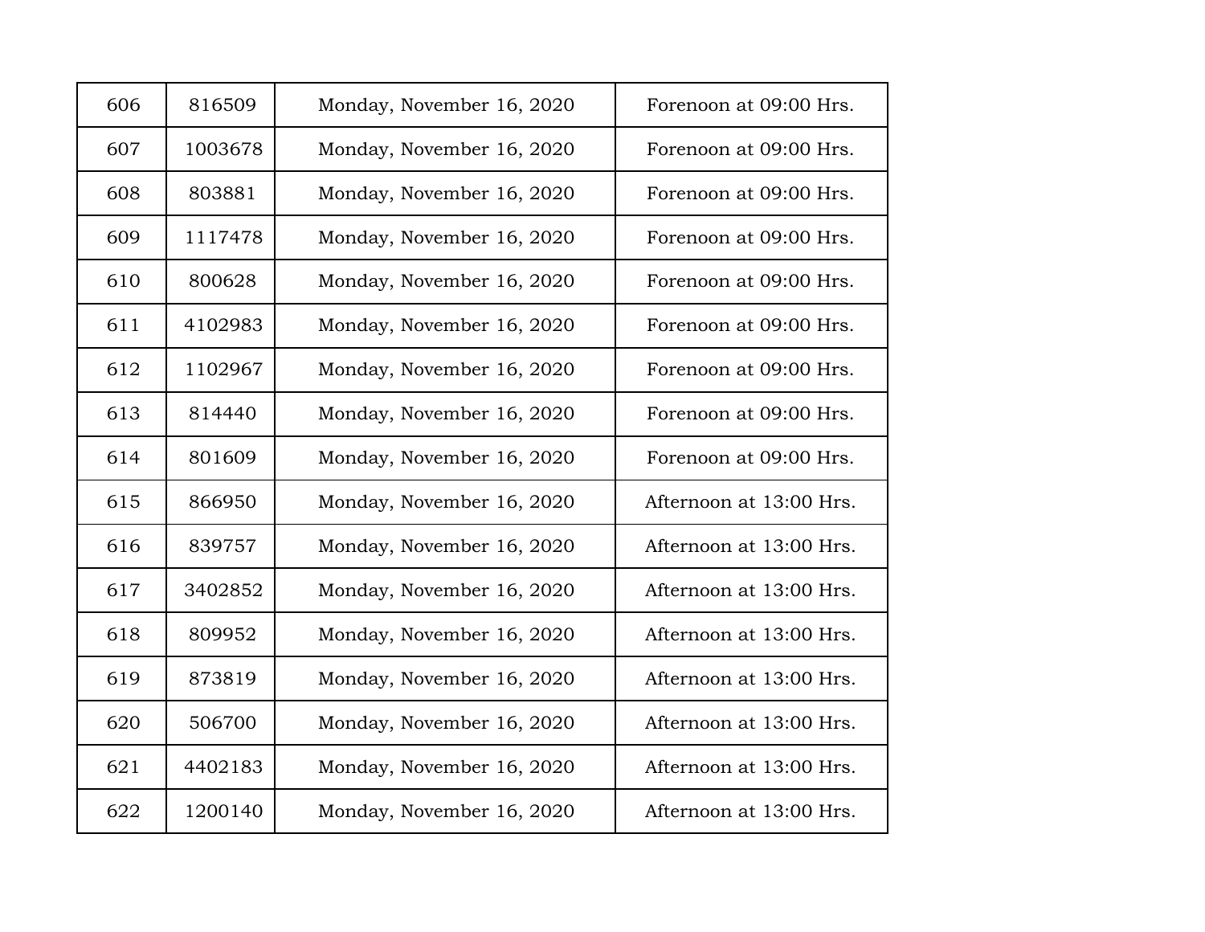| | | | |
|---|---|---|---|
| 606 | 816509 | Monday, November 16, 2020 | Forenoon at 09:00 Hrs. |
| 607 | 1003678 | Monday, November 16, 2020 | Forenoon at 09:00 Hrs. |
| 608 | 803881 | Monday, November 16, 2020 | Forenoon at 09:00 Hrs. |
| 609 | 1117478 | Monday, November 16, 2020 | Forenoon at 09:00 Hrs. |
| 610 | 800628 | Monday, November 16, 2020 | Forenoon at 09:00 Hrs. |
| 611 | 4102983 | Monday, November 16, 2020 | Forenoon at 09:00 Hrs. |
| 612 | 1102967 | Monday, November 16, 2020 | Forenoon at 09:00 Hrs. |
| 613 | 814440 | Monday, November 16, 2020 | Forenoon at 09:00 Hrs. |
| 614 | 801609 | Monday, November 16, 2020 | Forenoon at 09:00 Hrs. |
| 615 | 866950 | Monday, November 16, 2020 | Afternoon at 13:00 Hrs. |
| 616 | 839757 | Monday, November 16, 2020 | Afternoon at 13:00 Hrs. |
| 617 | 3402852 | Monday, November 16, 2020 | Afternoon at 13:00 Hrs. |
| 618 | 809952 | Monday, November 16, 2020 | Afternoon at 13:00 Hrs. |
| 619 | 873819 | Monday, November 16, 2020 | Afternoon at 13:00 Hrs. |
| 620 | 506700 | Monday, November 16, 2020 | Afternoon at 13:00 Hrs. |
| 621 | 4402183 | Monday, November 16, 2020 | Afternoon at 13:00 Hrs. |
| 622 | 1200140 | Monday, November 16, 2020 | Afternoon at 13:00 Hrs. |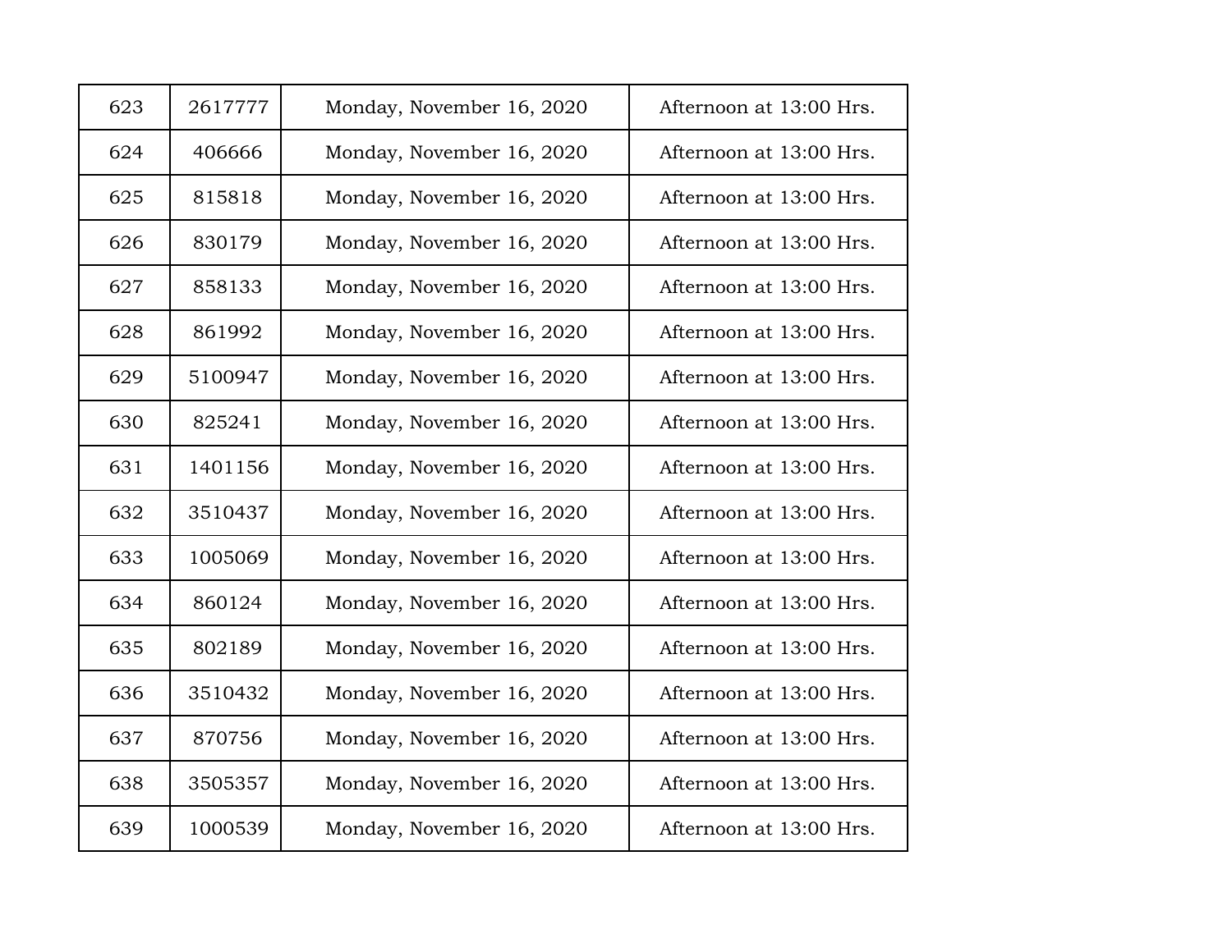| 623 | 2617777 | Monday, November 16, 2020 | Afternoon at 13:00 Hrs. |
|---|---|---|---|
| 624 | 406666 | Monday, November 16, 2020 | Afternoon at 13:00 Hrs. |
| 625 | 815818 | Monday, November 16, 2020 | Afternoon at 13:00 Hrs. |
| 626 | 830179 | Monday, November 16, 2020 | Afternoon at 13:00 Hrs. |
| 627 | 858133 | Monday, November 16, 2020 | Afternoon at 13:00 Hrs. |
| 628 | 861992 | Monday, November 16, 2020 | Afternoon at 13:00 Hrs. |
| 629 | 5100947 | Monday, November 16, 2020 | Afternoon at 13:00 Hrs. |
| 630 | 825241 | Monday, November 16, 2020 | Afternoon at 13:00 Hrs. |
| 631 | 1401156 | Monday, November 16, 2020 | Afternoon at 13:00 Hrs. |
| 632 | 3510437 | Monday, November 16, 2020 | Afternoon at 13:00 Hrs. |
| 633 | 1005069 | Monday, November 16, 2020 | Afternoon at 13:00 Hrs. |
| 634 | 860124 | Monday, November 16, 2020 | Afternoon at 13:00 Hrs. |
| 635 | 802189 | Monday, November 16, 2020 | Afternoon at 13:00 Hrs. |
| 636 | 3510432 | Monday, November 16, 2020 | Afternoon at 13:00 Hrs. |
| 637 | 870756 | Monday, November 16, 2020 | Afternoon at 13:00 Hrs. |
| 638 | 3505357 | Monday, November 16, 2020 | Afternoon at 13:00 Hrs. |
| 639 | 1000539 | Monday, November 16, 2020 | Afternoon at 13:00 Hrs. |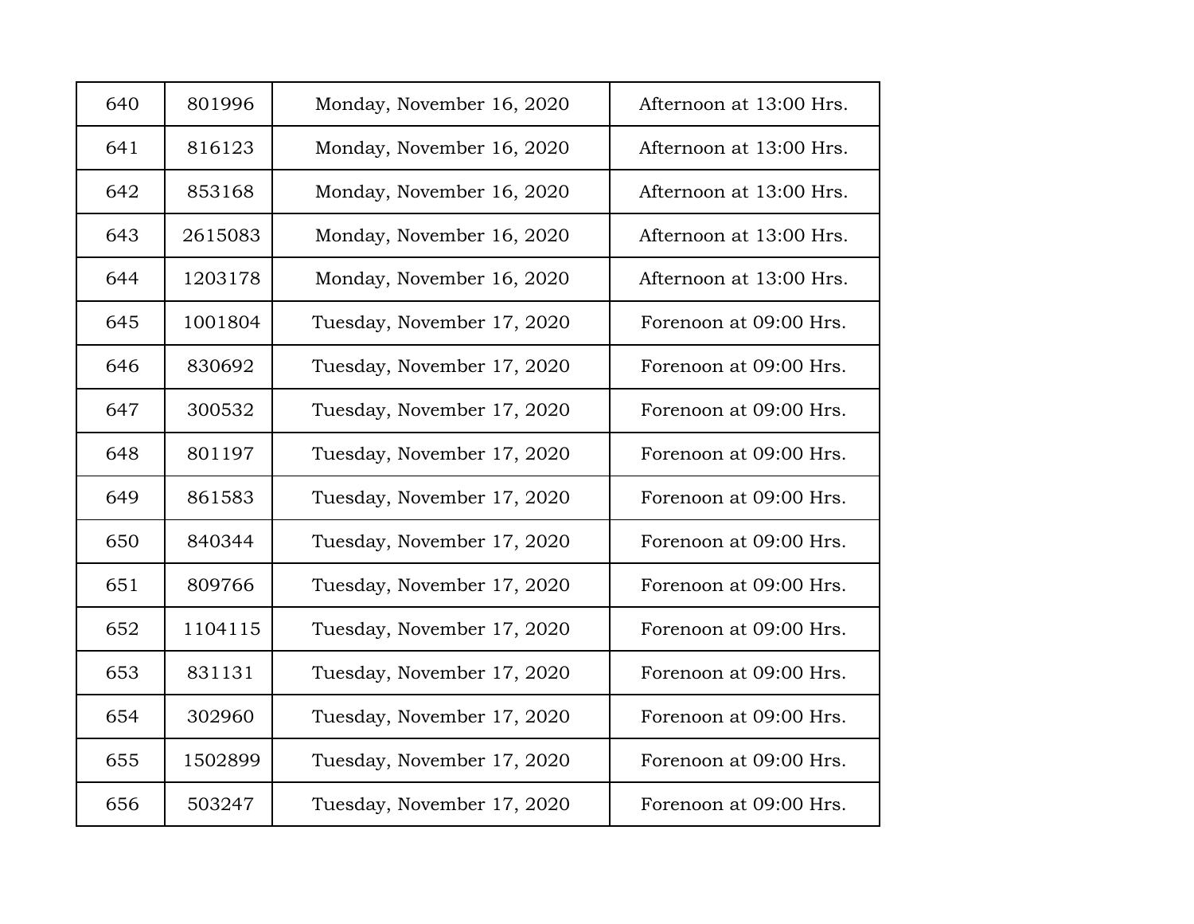| 640 | 801996 | Monday, November 16, 2020 | Afternoon at 13:00 Hrs. |
|---|---|---|---|
| 641 | 816123 | Monday, November 16, 2020 | Afternoon at 13:00 Hrs. |
| 642 | 853168 | Monday, November 16, 2020 | Afternoon at 13:00 Hrs. |
| 643 | 2615083 | Monday, November 16, 2020 | Afternoon at 13:00 Hrs. |
| 644 | 1203178 | Monday, November 16, 2020 | Afternoon at 13:00 Hrs. |
| 645 | 1001804 | Tuesday, November 17, 2020 | Forenoon at 09:00 Hrs. |
| 646 | 830692 | Tuesday, November 17, 2020 | Forenoon at 09:00 Hrs. |
| 647 | 300532 | Tuesday, November 17, 2020 | Forenoon at 09:00 Hrs. |
| 648 | 801197 | Tuesday, November 17, 2020 | Forenoon at 09:00 Hrs. |
| 649 | 861583 | Tuesday, November 17, 2020 | Forenoon at 09:00 Hrs. |
| 650 | 840344 | Tuesday, November 17, 2020 | Forenoon at 09:00 Hrs. |
| 651 | 809766 | Tuesday, November 17, 2020 | Forenoon at 09:00 Hrs. |
| 652 | 1104115 | Tuesday, November 17, 2020 | Forenoon at 09:00 Hrs. |
| 653 | 831131 | Tuesday, November 17, 2020 | Forenoon at 09:00 Hrs. |
| 654 | 302960 | Tuesday, November 17, 2020 | Forenoon at 09:00 Hrs. |
| 655 | 1502899 | Tuesday, November 17, 2020 | Forenoon at 09:00 Hrs. |
| 656 | 503247 | Tuesday, November 17, 2020 | Forenoon at 09:00 Hrs. |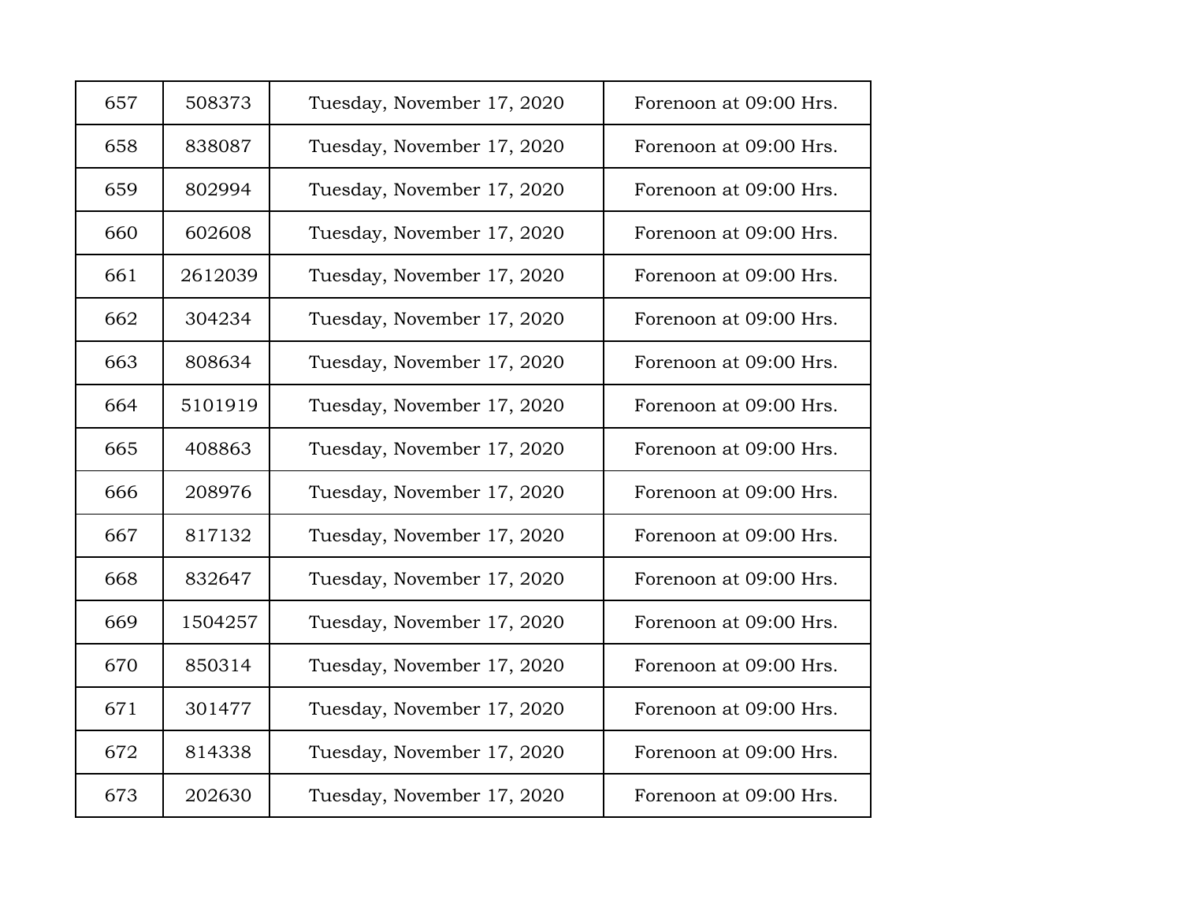| 657 | 508373 | Tuesday, November 17, 2020 | Forenoon at 09:00 Hrs. |
|---|---|---|---|
| 658 | 838087 | Tuesday, November 17, 2020 | Forenoon at 09:00 Hrs. |
| 659 | 802994 | Tuesday, November 17, 2020 | Forenoon at 09:00 Hrs. |
| 660 | 602608 | Tuesday, November 17, 2020 | Forenoon at 09:00 Hrs. |
| 661 | 2612039 | Tuesday, November 17, 2020 | Forenoon at 09:00 Hrs. |
| 662 | 304234 | Tuesday, November 17, 2020 | Forenoon at 09:00 Hrs. |
| 663 | 808634 | Tuesday, November 17, 2020 | Forenoon at 09:00 Hrs. |
| 664 | 5101919 | Tuesday, November 17, 2020 | Forenoon at 09:00 Hrs. |
| 665 | 408863 | Tuesday, November 17, 2020 | Forenoon at 09:00 Hrs. |
| 666 | 208976 | Tuesday, November 17, 2020 | Forenoon at 09:00 Hrs. |
| 667 | 817132 | Tuesday, November 17, 2020 | Forenoon at 09:00 Hrs. |
| 668 | 832647 | Tuesday, November 17, 2020 | Forenoon at 09:00 Hrs. |
| 669 | 1504257 | Tuesday, November 17, 2020 | Forenoon at 09:00 Hrs. |
| 670 | 850314 | Tuesday, November 17, 2020 | Forenoon at 09:00 Hrs. |
| 671 | 301477 | Tuesday, November 17, 2020 | Forenoon at 09:00 Hrs. |
| 672 | 814338 | Tuesday, November 17, 2020 | Forenoon at 09:00 Hrs. |
| 673 | 202630 | Tuesday, November 17, 2020 | Forenoon at 09:00 Hrs. |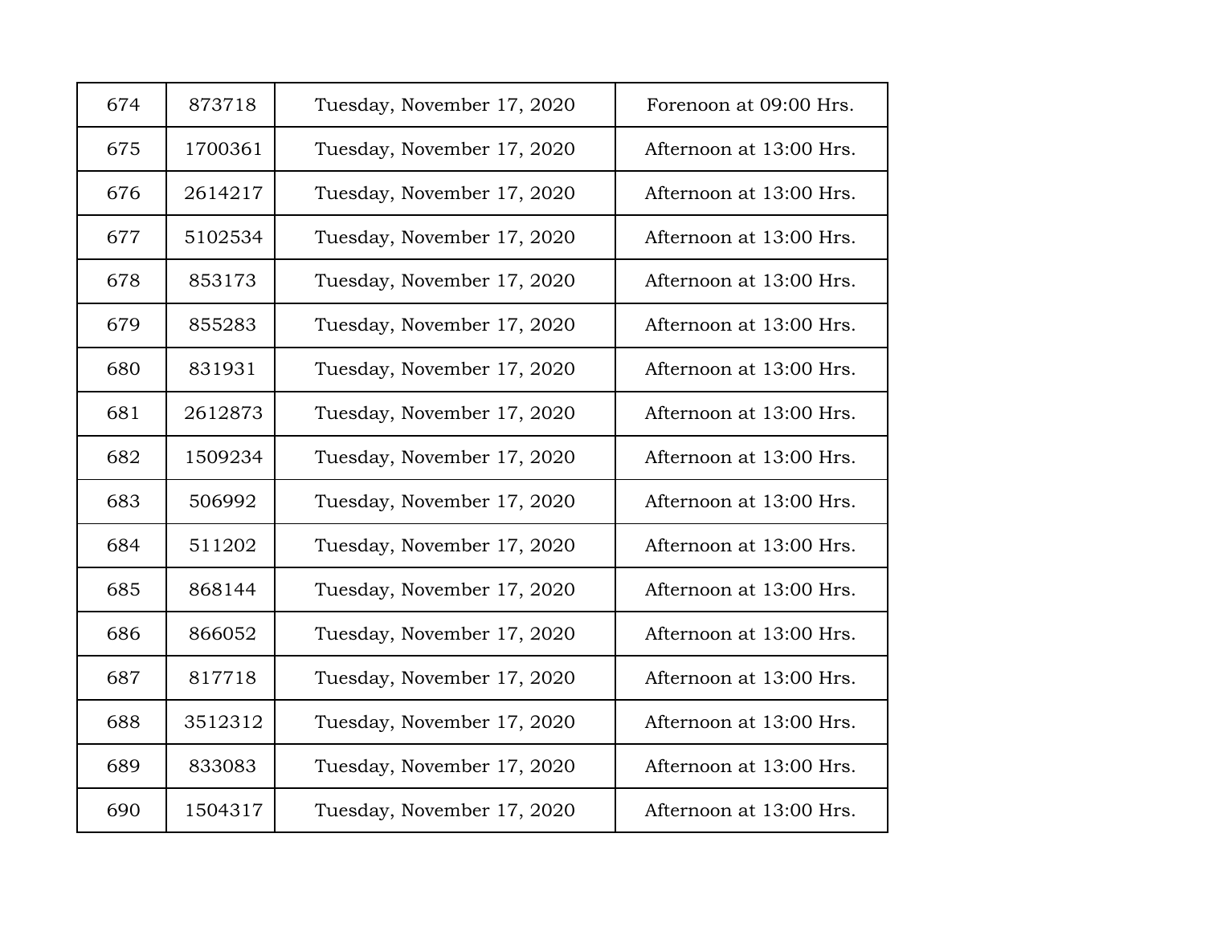| 674 | 873718 | Tuesday, November 17, 2020 | Forenoon at 09:00 Hrs. |
|---|---|---|---|
| 675 | 1700361 | Tuesday, November 17, 2020 | Afternoon at 13:00 Hrs. |
| 676 | 2614217 | Tuesday, November 17, 2020 | Afternoon at 13:00 Hrs. |
| 677 | 5102534 | Tuesday, November 17, 2020 | Afternoon at 13:00 Hrs. |
| 678 | 853173 | Tuesday, November 17, 2020 | Afternoon at 13:00 Hrs. |
| 679 | 855283 | Tuesday, November 17, 2020 | Afternoon at 13:00 Hrs. |
| 680 | 831931 | Tuesday, November 17, 2020 | Afternoon at 13:00 Hrs. |
| 681 | 2612873 | Tuesday, November 17, 2020 | Afternoon at 13:00 Hrs. |
| 682 | 1509234 | Tuesday, November 17, 2020 | Afternoon at 13:00 Hrs. |
| 683 | 506992 | Tuesday, November 17, 2020 | Afternoon at 13:00 Hrs. |
| 684 | 511202 | Tuesday, November 17, 2020 | Afternoon at 13:00 Hrs. |
| 685 | 868144 | Tuesday, November 17, 2020 | Afternoon at 13:00 Hrs. |
| 686 | 866052 | Tuesday, November 17, 2020 | Afternoon at 13:00 Hrs. |
| 687 | 817718 | Tuesday, November 17, 2020 | Afternoon at 13:00 Hrs. |
| 688 | 3512312 | Tuesday, November 17, 2020 | Afternoon at 13:00 Hrs. |
| 689 | 833083 | Tuesday, November 17, 2020 | Afternoon at 13:00 Hrs. |
| 690 | 1504317 | Tuesday, November 17, 2020 | Afternoon at 13:00 Hrs. |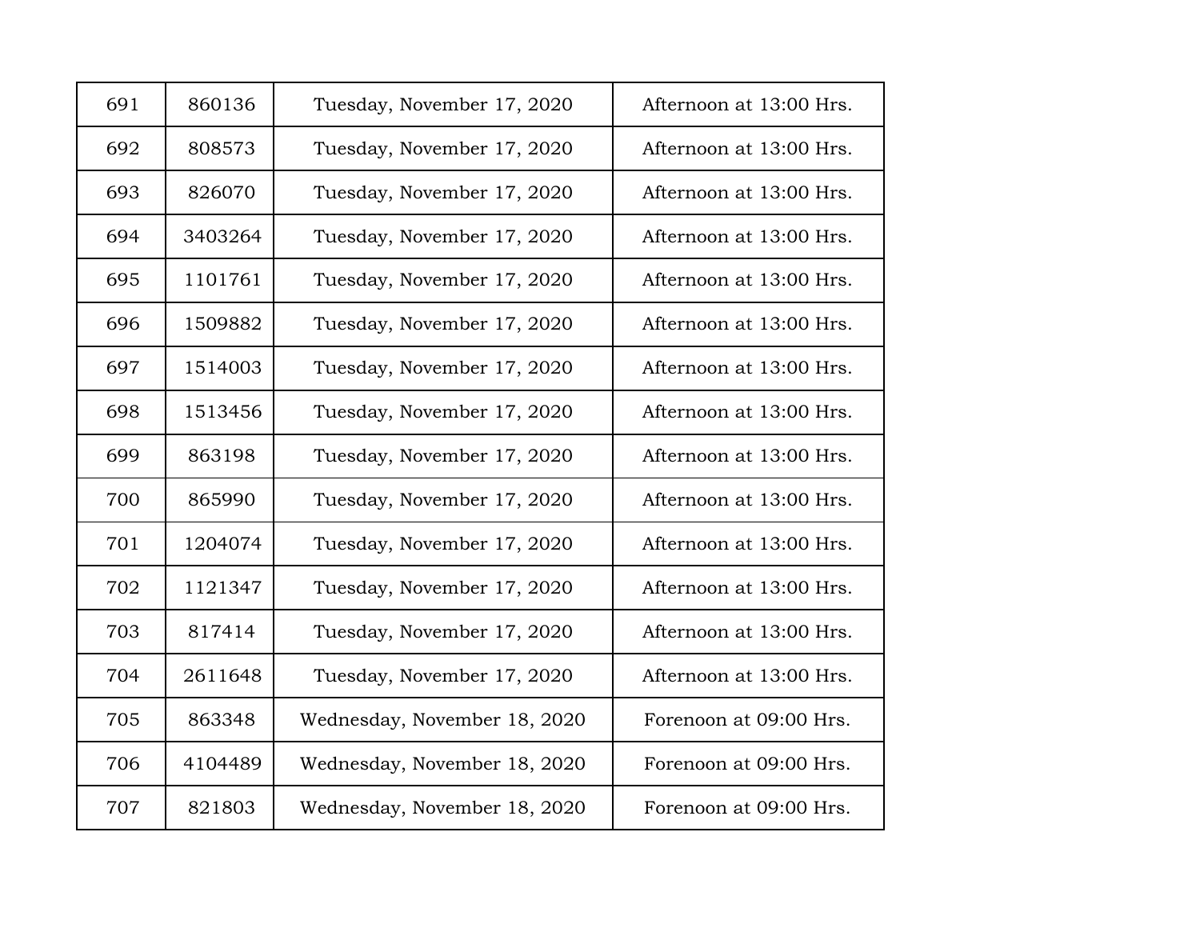| | | | |
|---|---|---|---|
| 691 | 860136 | Tuesday, November 17, 2020 | Afternoon at 13:00 Hrs. |
| 692 | 808573 | Tuesday, November 17, 2020 | Afternoon at 13:00 Hrs. |
| 693 | 826070 | Tuesday, November 17, 2020 | Afternoon at 13:00 Hrs. |
| 694 | 3403264 | Tuesday, November 17, 2020 | Afternoon at 13:00 Hrs. |
| 695 | 1101761 | Tuesday, November 17, 2020 | Afternoon at 13:00 Hrs. |
| 696 | 1509882 | Tuesday, November 17, 2020 | Afternoon at 13:00 Hrs. |
| 697 | 1514003 | Tuesday, November 17, 2020 | Afternoon at 13:00 Hrs. |
| 698 | 1513456 | Tuesday, November 17, 2020 | Afternoon at 13:00 Hrs. |
| 699 | 863198 | Tuesday, November 17, 2020 | Afternoon at 13:00 Hrs. |
| 700 | 865990 | Tuesday, November 17, 2020 | Afternoon at 13:00 Hrs. |
| 701 | 1204074 | Tuesday, November 17, 2020 | Afternoon at 13:00 Hrs. |
| 702 | 1121347 | Tuesday, November 17, 2020 | Afternoon at 13:00 Hrs. |
| 703 | 817414 | Tuesday, November 17, 2020 | Afternoon at 13:00 Hrs. |
| 704 | 2611648 | Tuesday, November 17, 2020 | Afternoon at 13:00 Hrs. |
| 705 | 863348 | Wednesday, November 18, 2020 | Forenoon at 09:00 Hrs. |
| 706 | 4104489 | Wednesday, November 18, 2020 | Forenoon at 09:00 Hrs. |
| 707 | 821803 | Wednesday, November 18, 2020 | Forenoon at 09:00 Hrs. |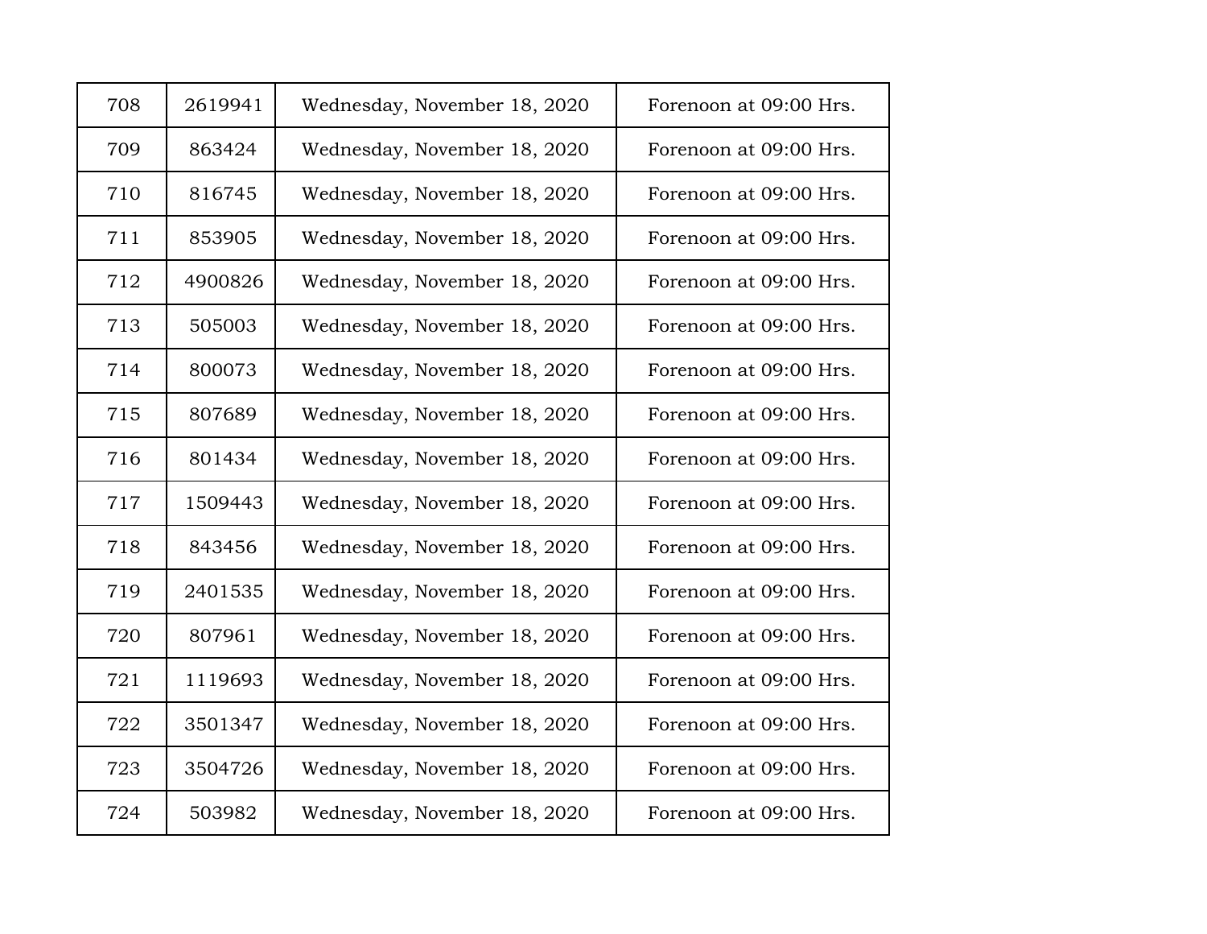| 708 | 2619941 | Wednesday, November 18, 2020 | Forenoon at 09:00 Hrs. |
|---|---|---|---|
| 709 | 863424 | Wednesday, November 18, 2020 | Forenoon at 09:00 Hrs. |
| 710 | 816745 | Wednesday, November 18, 2020 | Forenoon at 09:00 Hrs. |
| 711 | 853905 | Wednesday, November 18, 2020 | Forenoon at 09:00 Hrs. |
| 712 | 4900826 | Wednesday, November 18, 2020 | Forenoon at 09:00 Hrs. |
| 713 | 505003 | Wednesday, November 18, 2020 | Forenoon at 09:00 Hrs. |
| 714 | 800073 | Wednesday, November 18, 2020 | Forenoon at 09:00 Hrs. |
| 715 | 807689 | Wednesday, November 18, 2020 | Forenoon at 09:00 Hrs. |
| 716 | 801434 | Wednesday, November 18, 2020 | Forenoon at 09:00 Hrs. |
| 717 | 1509443 | Wednesday, November 18, 2020 | Forenoon at 09:00 Hrs. |
| 718 | 843456 | Wednesday, November 18, 2020 | Forenoon at 09:00 Hrs. |
| 719 | 2401535 | Wednesday, November 18, 2020 | Forenoon at 09:00 Hrs. |
| 720 | 807961 | Wednesday, November 18, 2020 | Forenoon at 09:00 Hrs. |
| 721 | 1119693 | Wednesday, November 18, 2020 | Forenoon at 09:00 Hrs. |
| 722 | 3501347 | Wednesday, November 18, 2020 | Forenoon at 09:00 Hrs. |
| 723 | 3504726 | Wednesday, November 18, 2020 | Forenoon at 09:00 Hrs. |
| 724 | 503982 | Wednesday, November 18, 2020 | Forenoon at 09:00 Hrs. |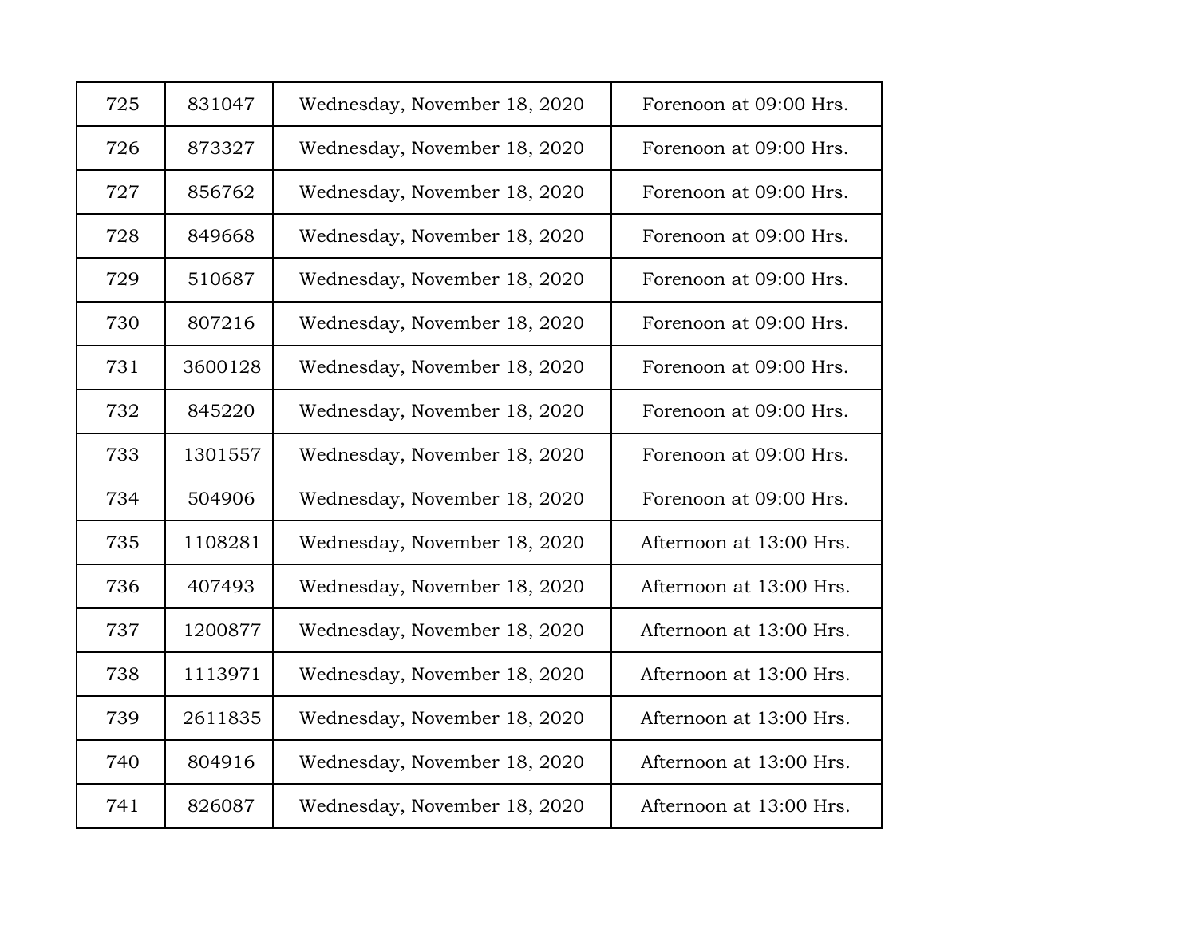| | | | |
|---|---|---|---|
| 725 | 831047 | Wednesday, November 18, 2020 | Forenoon at 09:00 Hrs. |
| 726 | 873327 | Wednesday, November 18, 2020 | Forenoon at 09:00 Hrs. |
| 727 | 856762 | Wednesday, November 18, 2020 | Forenoon at 09:00 Hrs. |
| 728 | 849668 | Wednesday, November 18, 2020 | Forenoon at 09:00 Hrs. |
| 729 | 510687 | Wednesday, November 18, 2020 | Forenoon at 09:00 Hrs. |
| 730 | 807216 | Wednesday, November 18, 2020 | Forenoon at 09:00 Hrs. |
| 731 | 3600128 | Wednesday, November 18, 2020 | Forenoon at 09:00 Hrs. |
| 732 | 845220 | Wednesday, November 18, 2020 | Forenoon at 09:00 Hrs. |
| 733 | 1301557 | Wednesday, November 18, 2020 | Forenoon at 09:00 Hrs. |
| 734 | 504906 | Wednesday, November 18, 2020 | Forenoon at 09:00 Hrs. |
| 735 | 1108281 | Wednesday, November 18, 2020 | Afternoon at 13:00 Hrs. |
| 736 | 407493 | Wednesday, November 18, 2020 | Afternoon at 13:00 Hrs. |
| 737 | 1200877 | Wednesday, November 18, 2020 | Afternoon at 13:00 Hrs. |
| 738 | 1113971 | Wednesday, November 18, 2020 | Afternoon at 13:00 Hrs. |
| 739 | 2611835 | Wednesday, November 18, 2020 | Afternoon at 13:00 Hrs. |
| 740 | 804916 | Wednesday, November 18, 2020 | Afternoon at 13:00 Hrs. |
| 741 | 826087 | Wednesday, November 18, 2020 | Afternoon at 13:00 Hrs. |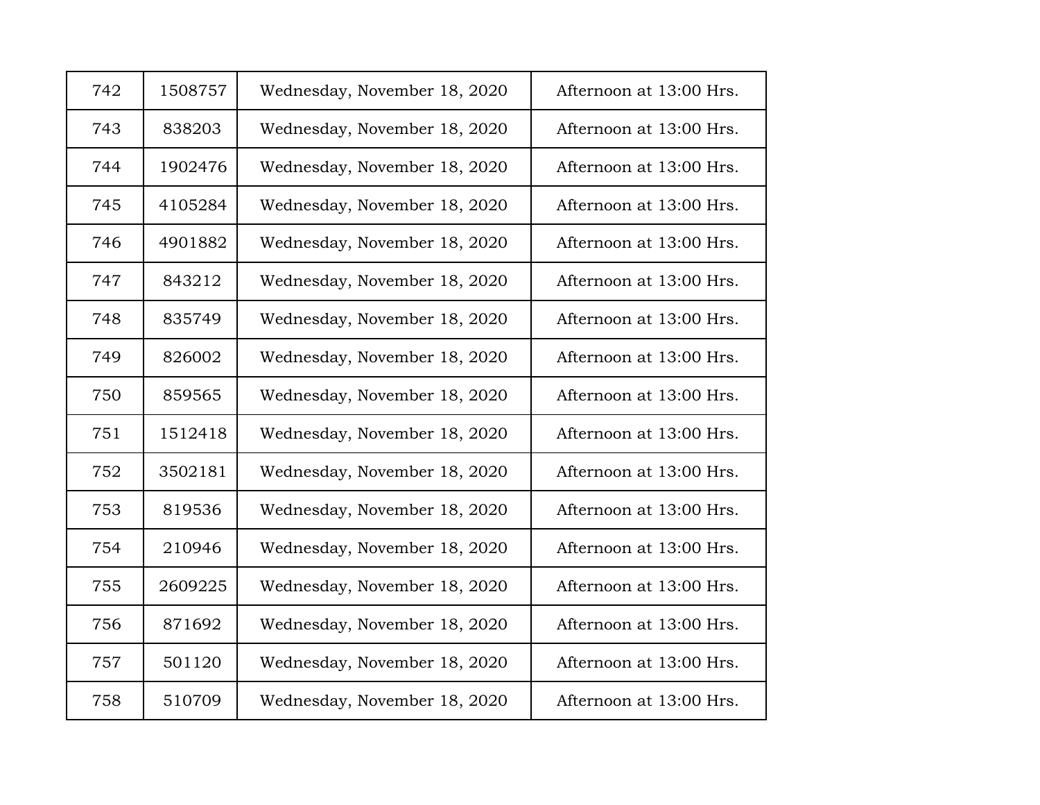| | | | |
|---|---|---|---|
| 742 | 1508757 | Wednesday, November 18, 2020 | Afternoon at 13:00 Hrs. |
| 743 | 838203 | Wednesday, November 18, 2020 | Afternoon at 13:00 Hrs. |
| 744 | 1902476 | Wednesday, November 18, 2020 | Afternoon at 13:00 Hrs. |
| 745 | 4105284 | Wednesday, November 18, 2020 | Afternoon at 13:00 Hrs. |
| 746 | 4901882 | Wednesday, November 18, 2020 | Afternoon at 13:00 Hrs. |
| 747 | 843212 | Wednesday, November 18, 2020 | Afternoon at 13:00 Hrs. |
| 748 | 835749 | Wednesday, November 18, 2020 | Afternoon at 13:00 Hrs. |
| 749 | 826002 | Wednesday, November 18, 2020 | Afternoon at 13:00 Hrs. |
| 750 | 859565 | Wednesday, November 18, 2020 | Afternoon at 13:00 Hrs. |
| 751 | 1512418 | Wednesday, November 18, 2020 | Afternoon at 13:00 Hrs. |
| 752 | 3502181 | Wednesday, November 18, 2020 | Afternoon at 13:00 Hrs. |
| 753 | 819536 | Wednesday, November 18, 2020 | Afternoon at 13:00 Hrs. |
| 754 | 210946 | Wednesday, November 18, 2020 | Afternoon at 13:00 Hrs. |
| 755 | 2609225 | Wednesday, November 18, 2020 | Afternoon at 13:00 Hrs. |
| 756 | 871692 | Wednesday, November 18, 2020 | Afternoon at 13:00 Hrs. |
| 757 | 501120 | Wednesday, November 18, 2020 | Afternoon at 13:00 Hrs. |
| 758 | 510709 | Wednesday, November 18, 2020 | Afternoon at 13:00 Hrs. |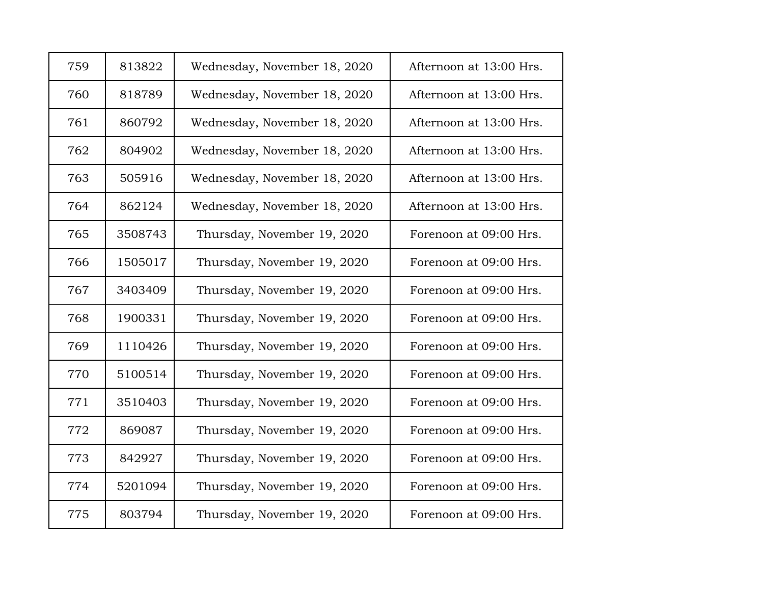| 759 | 813822 | Wednesday, November 18, 2020 | Afternoon at 13:00 Hrs. |
|---|---|---|---|
| 760 | 818789 | Wednesday, November 18, 2020 | Afternoon at 13:00 Hrs. |
| 761 | 860792 | Wednesday, November 18, 2020 | Afternoon at 13:00 Hrs. |
| 762 | 804902 | Wednesday, November 18, 2020 | Afternoon at 13:00 Hrs. |
| 763 | 505916 | Wednesday, November 18, 2020 | Afternoon at 13:00 Hrs. |
| 764 | 862124 | Wednesday, November 18, 2020 | Afternoon at 13:00 Hrs. |
| 765 | 3508743 | Thursday, November 19, 2020 | Forenoon at 09:00 Hrs. |
| 766 | 1505017 | Thursday, November 19, 2020 | Forenoon at 09:00 Hrs. |
| 767 | 3403409 | Thursday, November 19, 2020 | Forenoon at 09:00 Hrs. |
| 768 | 1900331 | Thursday, November 19, 2020 | Forenoon at 09:00 Hrs. |
| 769 | 1110426 | Thursday, November 19, 2020 | Forenoon at 09:00 Hrs. |
| 770 | 5100514 | Thursday, November 19, 2020 | Forenoon at 09:00 Hrs. |
| 771 | 3510403 | Thursday, November 19, 2020 | Forenoon at 09:00 Hrs. |
| 772 | 869087 | Thursday, November 19, 2020 | Forenoon at 09:00 Hrs. |
| 773 | 842927 | Thursday, November 19, 2020 | Forenoon at 09:00 Hrs. |
| 774 | 5201094 | Thursday, November 19, 2020 | Forenoon at 09:00 Hrs. |
| 775 | 803794 | Thursday, November 19, 2020 | Forenoon at 09:00 Hrs. |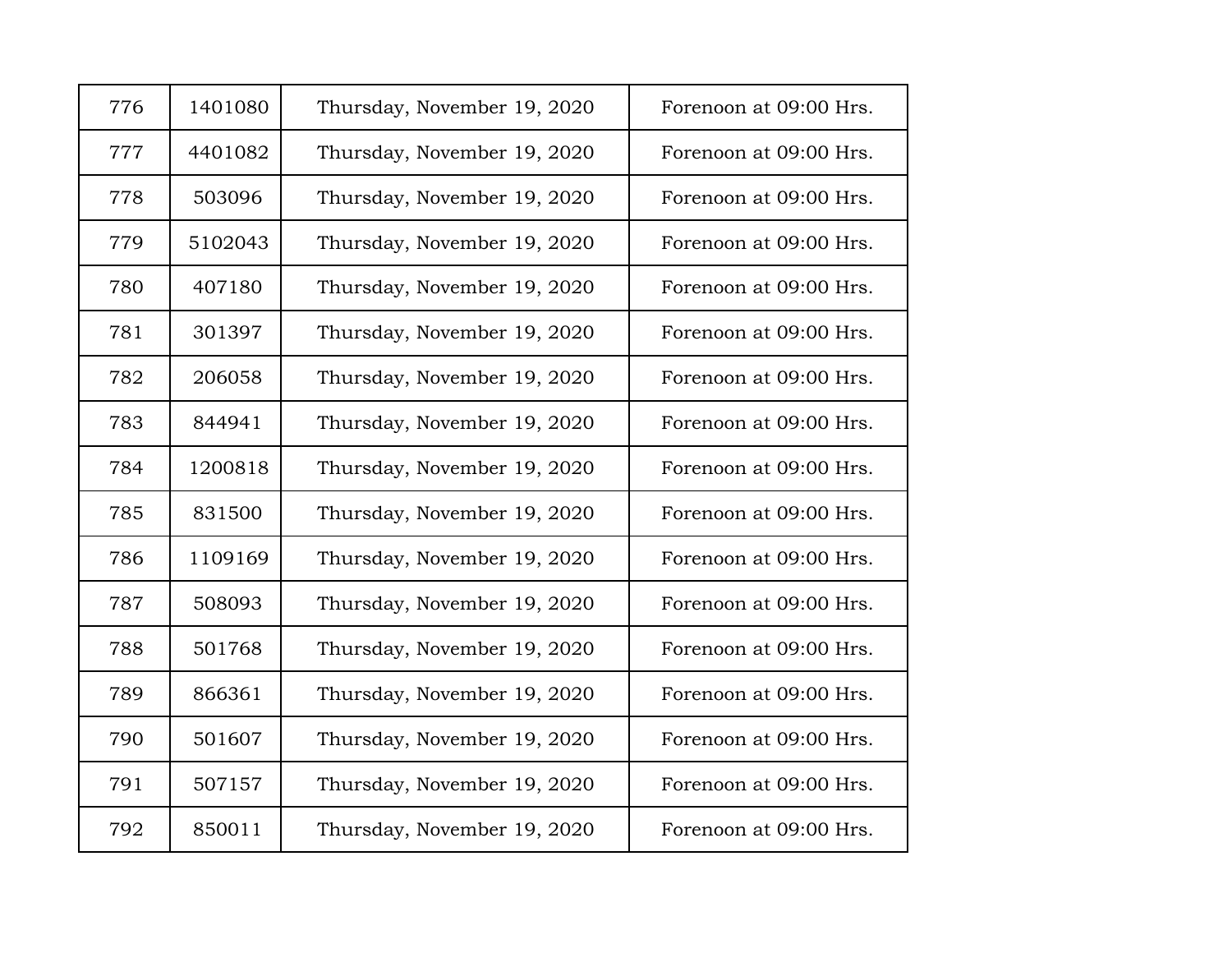| 776 | 1401080 | Thursday, November 19, 2020 | Forenoon at 09:00 Hrs. |
|---|---|---|---|
| 777 | 4401082 | Thursday, November 19, 2020 | Forenoon at 09:00 Hrs. |
| 778 | 503096 | Thursday, November 19, 2020 | Forenoon at 09:00 Hrs. |
| 779 | 5102043 | Thursday, November 19, 2020 | Forenoon at 09:00 Hrs. |
| 780 | 407180 | Thursday, November 19, 2020 | Forenoon at 09:00 Hrs. |
| 781 | 301397 | Thursday, November 19, 2020 | Forenoon at 09:00 Hrs. |
| 782 | 206058 | Thursday, November 19, 2020 | Forenoon at 09:00 Hrs. |
| 783 | 844941 | Thursday, November 19, 2020 | Forenoon at 09:00 Hrs. |
| 784 | 1200818 | Thursday, November 19, 2020 | Forenoon at 09:00 Hrs. |
| 785 | 831500 | Thursday, November 19, 2020 | Forenoon at 09:00 Hrs. |
| 786 | 1109169 | Thursday, November 19, 2020 | Forenoon at 09:00 Hrs. |
| 787 | 508093 | Thursday, November 19, 2020 | Forenoon at 09:00 Hrs. |
| 788 | 501768 | Thursday, November 19, 2020 | Forenoon at 09:00 Hrs. |
| 789 | 866361 | Thursday, November 19, 2020 | Forenoon at 09:00 Hrs. |
| 790 | 501607 | Thursday, November 19, 2020 | Forenoon at 09:00 Hrs. |
| 791 | 507157 | Thursday, November 19, 2020 | Forenoon at 09:00 Hrs. |
| 792 | 850011 | Thursday, November 19, 2020 | Forenoon at 09:00 Hrs. |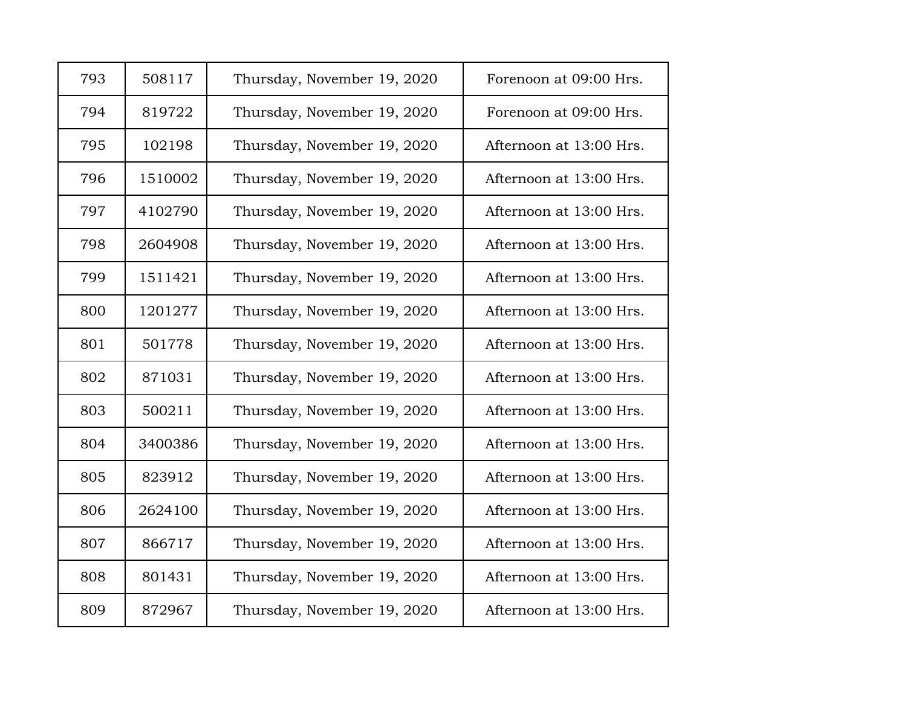| 793 | 508117 | Thursday, November 19, 2020 | Forenoon at 09:00 Hrs. |
|---|---|---|---|
| 794 | 819722 | Thursday, November 19, 2020 | Forenoon at 09:00 Hrs. |
| 795 | 102198 | Thursday, November 19, 2020 | Afternoon at 13:00 Hrs. |
| 796 | 1510002 | Thursday, November 19, 2020 | Afternoon at 13:00 Hrs. |
| 797 | 4102790 | Thursday, November 19, 2020 | Afternoon at 13:00 Hrs. |
| 798 | 2604908 | Thursday, November 19, 2020 | Afternoon at 13:00 Hrs. |
| 799 | 1511421 | Thursday, November 19, 2020 | Afternoon at 13:00 Hrs. |
| 800 | 1201277 | Thursday, November 19, 2020 | Afternoon at 13:00 Hrs. |
| 801 | 501778 | Thursday, November 19, 2020 | Afternoon at 13:00 Hrs. |
| 802 | 871031 | Thursday, November 19, 2020 | Afternoon at 13:00 Hrs. |
| 803 | 500211 | Thursday, November 19, 2020 | Afternoon at 13:00 Hrs. |
| 804 | 3400386 | Thursday, November 19, 2020 | Afternoon at 13:00 Hrs. |
| 805 | 823912 | Thursday, November 19, 2020 | Afternoon at 13:00 Hrs. |
| 806 | 2624100 | Thursday, November 19, 2020 | Afternoon at 13:00 Hrs. |
| 807 | 866717 | Thursday, November 19, 2020 | Afternoon at 13:00 Hrs. |
| 808 | 801431 | Thursday, November 19, 2020 | Afternoon at 13:00 Hrs. |
| 809 | 872967 | Thursday, November 19, 2020 | Afternoon at 13:00 Hrs. |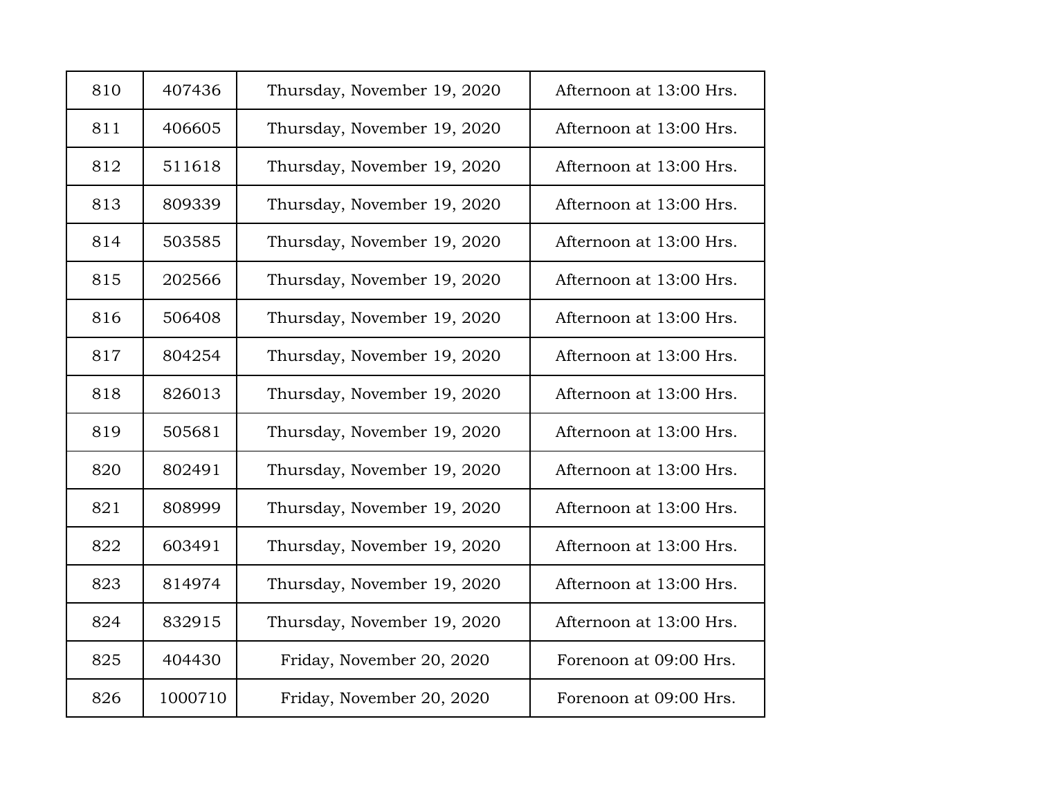| 810 | 407436 | Thursday, November 19, 2020 | Afternoon at 13:00 Hrs. |
|---|---|---|---|
| 811 | 406605 | Thursday, November 19, 2020 | Afternoon at 13:00 Hrs. |
| 812 | 511618 | Thursday, November 19, 2020 | Afternoon at 13:00 Hrs. |
| 813 | 809339 | Thursday, November 19, 2020 | Afternoon at 13:00 Hrs. |
| 814 | 503585 | Thursday, November 19, 2020 | Afternoon at 13:00 Hrs. |
| 815 | 202566 | Thursday, November 19, 2020 | Afternoon at 13:00 Hrs. |
| 816 | 506408 | Thursday, November 19, 2020 | Afternoon at 13:00 Hrs. |
| 817 | 804254 | Thursday, November 19, 2020 | Afternoon at 13:00 Hrs. |
| 818 | 826013 | Thursday, November 19, 2020 | Afternoon at 13:00 Hrs. |
| 819 | 505681 | Thursday, November 19, 2020 | Afternoon at 13:00 Hrs. |
| 820 | 802491 | Thursday, November 19, 2020 | Afternoon at 13:00 Hrs. |
| 821 | 808999 | Thursday, November 19, 2020 | Afternoon at 13:00 Hrs. |
| 822 | 603491 | Thursday, November 19, 2020 | Afternoon at 13:00 Hrs. |
| 823 | 814974 | Thursday, November 19, 2020 | Afternoon at 13:00 Hrs. |
| 824 | 832915 | Thursday, November 19, 2020 | Afternoon at 13:00 Hrs. |
| 825 | 404430 | Friday, November 20, 2020 | Forenoon at 09:00 Hrs. |
| 826 | 1000710 | Friday, November 20, 2020 | Forenoon at 09:00 Hrs. |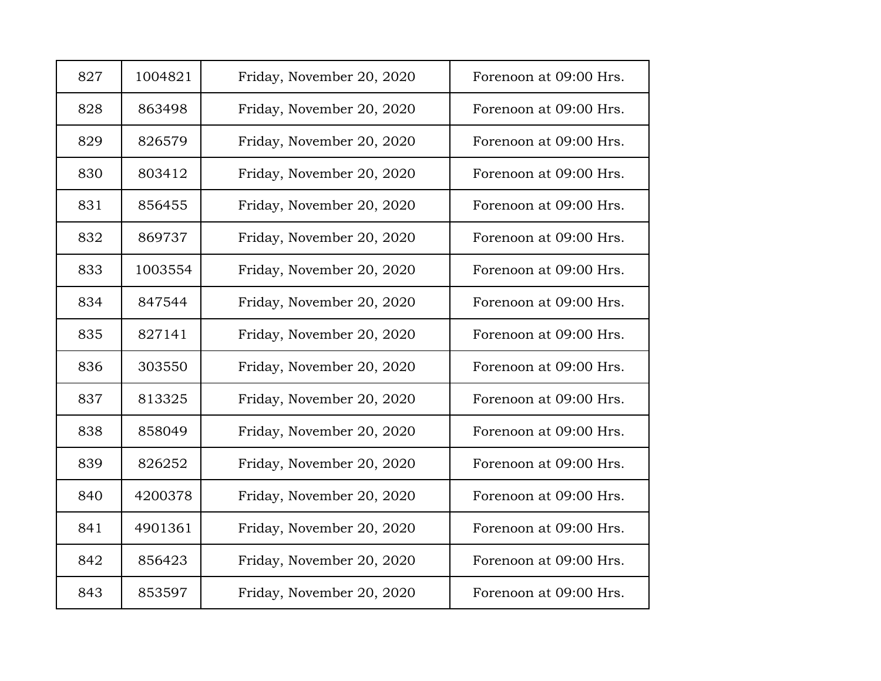| | | | |
|---|---|---|---|
| 827 | 1004821 | Friday, November 20, 2020 | Forenoon at 09:00 Hrs. |
| 828 | 863498 | Friday, November 20, 2020 | Forenoon at 09:00 Hrs. |
| 829 | 826579 | Friday, November 20, 2020 | Forenoon at 09:00 Hrs. |
| 830 | 803412 | Friday, November 20, 2020 | Forenoon at 09:00 Hrs. |
| 831 | 856455 | Friday, November 20, 2020 | Forenoon at 09:00 Hrs. |
| 832 | 869737 | Friday, November 20, 2020 | Forenoon at 09:00 Hrs. |
| 833 | 1003554 | Friday, November 20, 2020 | Forenoon at 09:00 Hrs. |
| 834 | 847544 | Friday, November 20, 2020 | Forenoon at 09:00 Hrs. |
| 835 | 827141 | Friday, November 20, 2020 | Forenoon at 09:00 Hrs. |
| 836 | 303550 | Friday, November 20, 2020 | Forenoon at 09:00 Hrs. |
| 837 | 813325 | Friday, November 20, 2020 | Forenoon at 09:00 Hrs. |
| 838 | 858049 | Friday, November 20, 2020 | Forenoon at 09:00 Hrs. |
| 839 | 826252 | Friday, November 20, 2020 | Forenoon at 09:00 Hrs. |
| 840 | 4200378 | Friday, November 20, 2020 | Forenoon at 09:00 Hrs. |
| 841 | 4901361 | Friday, November 20, 2020 | Forenoon at 09:00 Hrs. |
| 842 | 856423 | Friday, November 20, 2020 | Forenoon at 09:00 Hrs. |
| 843 | 853597 | Friday, November 20, 2020 | Forenoon at 09:00 Hrs. |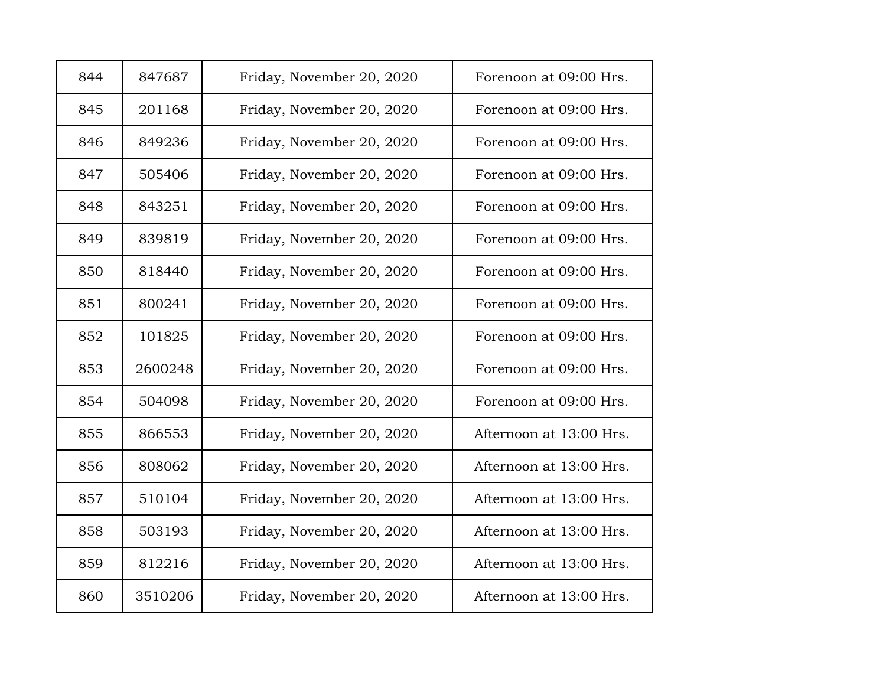| 844 | 847687 | Friday, November 20, 2020 | Forenoon at 09:00 Hrs. |
|---|---|---|---|
| 845 | 201168 | Friday, November 20, 2020 | Forenoon at 09:00 Hrs. |
| 846 | 849236 | Friday, November 20, 2020 | Forenoon at 09:00 Hrs. |
| 847 | 505406 | Friday, November 20, 2020 | Forenoon at 09:00 Hrs. |
| 848 | 843251 | Friday, November 20, 2020 | Forenoon at 09:00 Hrs. |
| 849 | 839819 | Friday, November 20, 2020 | Forenoon at 09:00 Hrs. |
| 850 | 818440 | Friday, November 20, 2020 | Forenoon at 09:00 Hrs. |
| 851 | 800241 | Friday, November 20, 2020 | Forenoon at 09:00 Hrs. |
| 852 | 101825 | Friday, November 20, 2020 | Forenoon at 09:00 Hrs. |
| 853 | 2600248 | Friday, November 20, 2020 | Forenoon at 09:00 Hrs. |
| 854 | 504098 | Friday, November 20, 2020 | Forenoon at 09:00 Hrs. |
| 855 | 866553 | Friday, November 20, 2020 | Afternoon at 13:00 Hrs. |
| 856 | 808062 | Friday, November 20, 2020 | Afternoon at 13:00 Hrs. |
| 857 | 510104 | Friday, November 20, 2020 | Afternoon at 13:00 Hrs. |
| 858 | 503193 | Friday, November 20, 2020 | Afternoon at 13:00 Hrs. |
| 859 | 812216 | Friday, November 20, 2020 | Afternoon at 13:00 Hrs. |
| 860 | 3510206 | Friday, November 20, 2020 | Afternoon at 13:00 Hrs. |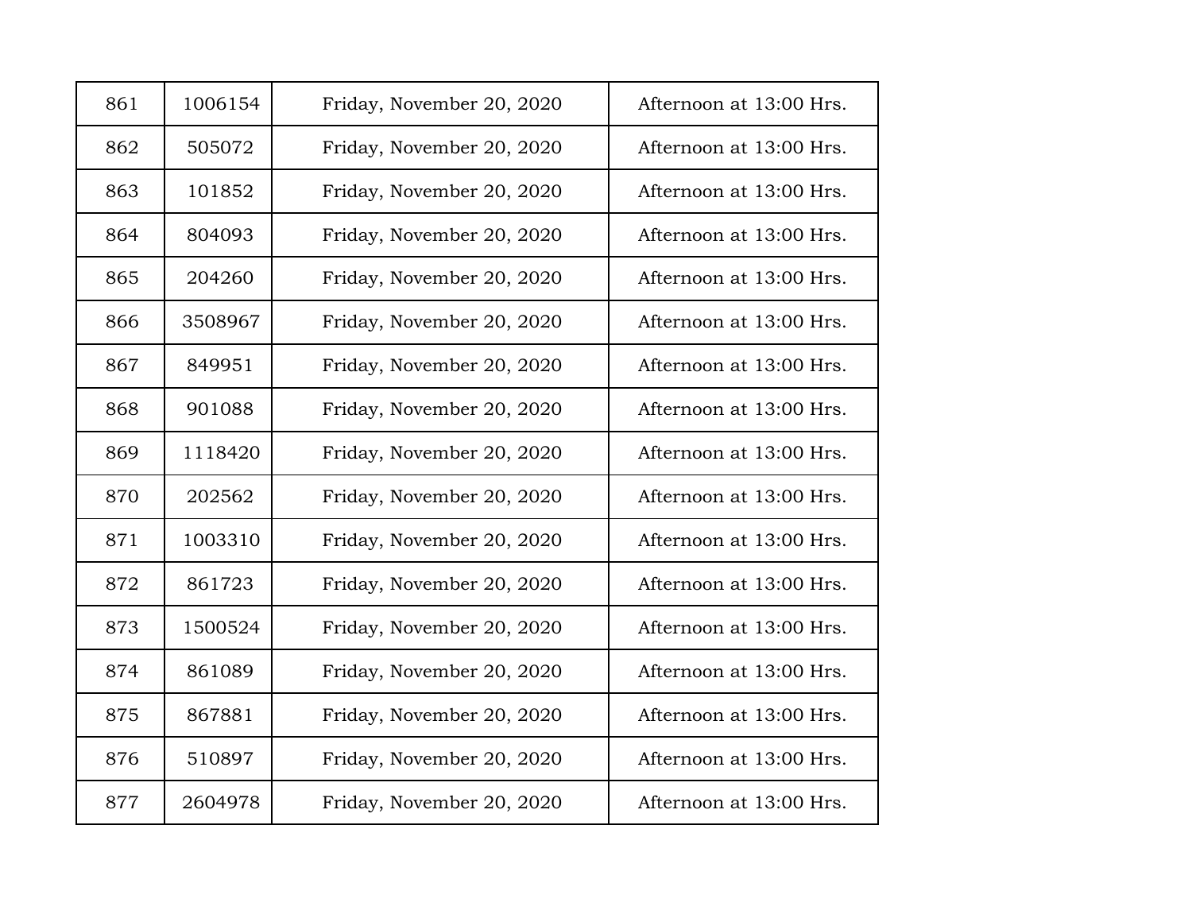| 861 | 1006154 | Friday, November 20, 2020 | Afternoon at 13:00 Hrs. |
|---|---|---|---|
| 862 | 505072 | Friday, November 20, 2020 | Afternoon at 13:00 Hrs. |
| 863 | 101852 | Friday, November 20, 2020 | Afternoon at 13:00 Hrs. |
| 864 | 804093 | Friday, November 20, 2020 | Afternoon at 13:00 Hrs. |
| 865 | 204260 | Friday, November 20, 2020 | Afternoon at 13:00 Hrs. |
| 866 | 3508967 | Friday, November 20, 2020 | Afternoon at 13:00 Hrs. |
| 867 | 849951 | Friday, November 20, 2020 | Afternoon at 13:00 Hrs. |
| 868 | 901088 | Friday, November 20, 2020 | Afternoon at 13:00 Hrs. |
| 869 | 1118420 | Friday, November 20, 2020 | Afternoon at 13:00 Hrs. |
| 870 | 202562 | Friday, November 20, 2020 | Afternoon at 13:00 Hrs. |
| 871 | 1003310 | Friday, November 20, 2020 | Afternoon at 13:00 Hrs. |
| 872 | 861723 | Friday, November 20, 2020 | Afternoon at 13:00 Hrs. |
| 873 | 1500524 | Friday, November 20, 2020 | Afternoon at 13:00 Hrs. |
| 874 | 861089 | Friday, November 20, 2020 | Afternoon at 13:00 Hrs. |
| 875 | 867881 | Friday, November 20, 2020 | Afternoon at 13:00 Hrs. |
| 876 | 510897 | Friday, November 20, 2020 | Afternoon at 13:00 Hrs. |
| 877 | 2604978 | Friday, November 20, 2020 | Afternoon at 13:00 Hrs. |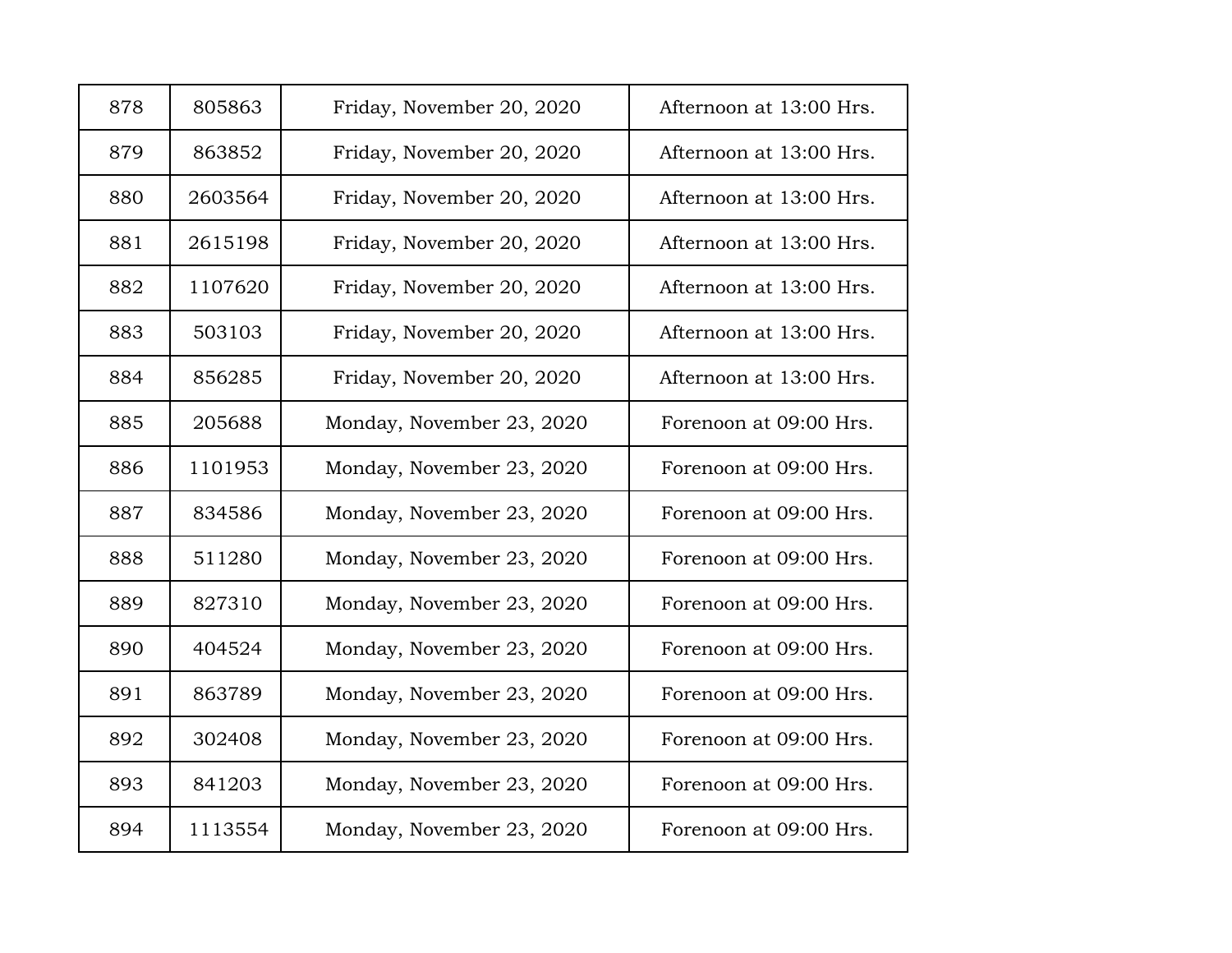| 878 | 805863 | Friday, November 20, 2020 | Afternoon at 13:00 Hrs. |
|---|---|---|---|
| 879 | 863852 | Friday, November 20, 2020 | Afternoon at 13:00 Hrs. |
| 880 | 2603564 | Friday, November 20, 2020 | Afternoon at 13:00 Hrs. |
| 881 | 2615198 | Friday, November 20, 2020 | Afternoon at 13:00 Hrs. |
| 882 | 1107620 | Friday, November 20, 2020 | Afternoon at 13:00 Hrs. |
| 883 | 503103 | Friday, November 20, 2020 | Afternoon at 13:00 Hrs. |
| 884 | 856285 | Friday, November 20, 2020 | Afternoon at 13:00 Hrs. |
| 885 | 205688 | Monday, November 23, 2020 | Forenoon at 09:00 Hrs. |
| 886 | 1101953 | Monday, November 23, 2020 | Forenoon at 09:00 Hrs. |
| 887 | 834586 | Monday, November 23, 2020 | Forenoon at 09:00 Hrs. |
| 888 | 511280 | Monday, November 23, 2020 | Forenoon at 09:00 Hrs. |
| 889 | 827310 | Monday, November 23, 2020 | Forenoon at 09:00 Hrs. |
| 890 | 404524 | Monday, November 23, 2020 | Forenoon at 09:00 Hrs. |
| 891 | 863789 | Monday, November 23, 2020 | Forenoon at 09:00 Hrs. |
| 892 | 302408 | Monday, November 23, 2020 | Forenoon at 09:00 Hrs. |
| 893 | 841203 | Monday, November 23, 2020 | Forenoon at 09:00 Hrs. |
| 894 | 1113554 | Monday, November 23, 2020 | Forenoon at 09:00 Hrs. |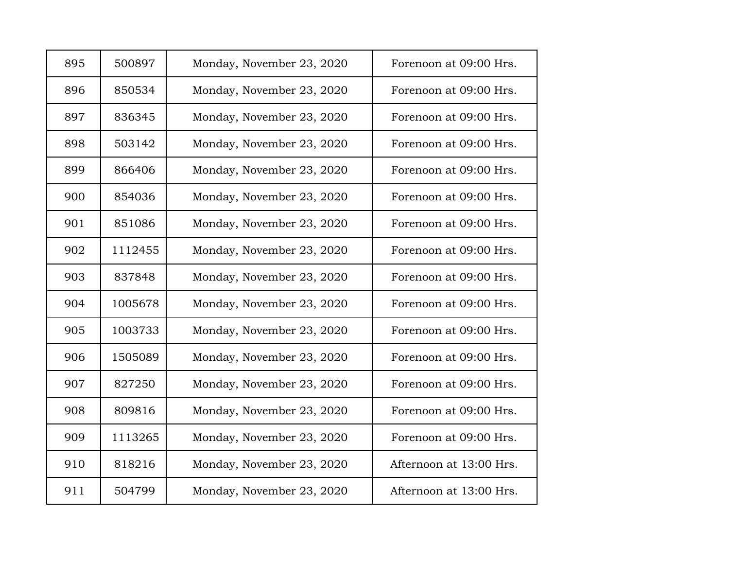| 895 | 500897 | Monday, November 23, 2020 | Forenoon at 09:00 Hrs. |
|---|---|---|---|
| 896 | 850534 | Monday, November 23, 2020 | Forenoon at 09:00 Hrs. |
| 897 | 836345 | Monday, November 23, 2020 | Forenoon at 09:00 Hrs. |
| 898 | 503142 | Monday, November 23, 2020 | Forenoon at 09:00 Hrs. |
| 899 | 866406 | Monday, November 23, 2020 | Forenoon at 09:00 Hrs. |
| 900 | 854036 | Monday, November 23, 2020 | Forenoon at 09:00 Hrs. |
| 901 | 851086 | Monday, November 23, 2020 | Forenoon at 09:00 Hrs. |
| 902 | 1112455 | Monday, November 23, 2020 | Forenoon at 09:00 Hrs. |
| 903 | 837848 | Monday, November 23, 2020 | Forenoon at 09:00 Hrs. |
| 904 | 1005678 | Monday, November 23, 2020 | Forenoon at 09:00 Hrs. |
| 905 | 1003733 | Monday, November 23, 2020 | Forenoon at 09:00 Hrs. |
| 906 | 1505089 | Monday, November 23, 2020 | Forenoon at 09:00 Hrs. |
| 907 | 827250 | Monday, November 23, 2020 | Forenoon at 09:00 Hrs. |
| 908 | 809816 | Monday, November 23, 2020 | Forenoon at 09:00 Hrs. |
| 909 | 1113265 | Monday, November 23, 2020 | Forenoon at 09:00 Hrs. |
| 910 | 818216 | Monday, November 23, 2020 | Afternoon at 13:00 Hrs. |
| 911 | 504799 | Monday, November 23, 2020 | Afternoon at 13:00 Hrs. |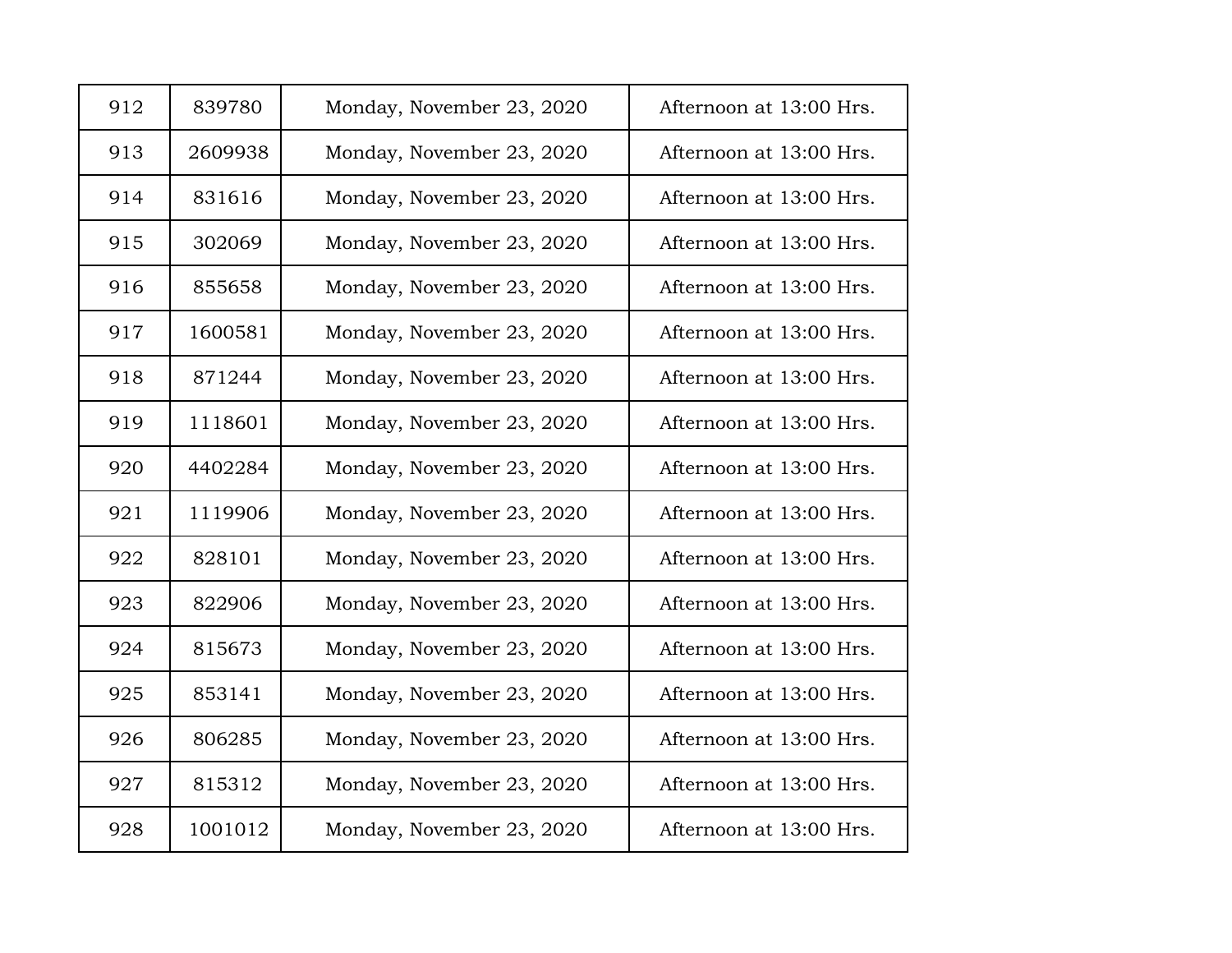| 912 | 839780 | Monday, November 23, 2020 | Afternoon at 13:00 Hrs. |
|---|---|---|---|
| 913 | 2609938 | Monday, November 23, 2020 | Afternoon at 13:00 Hrs. |
| 914 | 831616 | Monday, November 23, 2020 | Afternoon at 13:00 Hrs. |
| 915 | 302069 | Monday, November 23, 2020 | Afternoon at 13:00 Hrs. |
| 916 | 855658 | Monday, November 23, 2020 | Afternoon at 13:00 Hrs. |
| 917 | 1600581 | Monday, November 23, 2020 | Afternoon at 13:00 Hrs. |
| 918 | 871244 | Monday, November 23, 2020 | Afternoon at 13:00 Hrs. |
| 919 | 1118601 | Monday, November 23, 2020 | Afternoon at 13:00 Hrs. |
| 920 | 4402284 | Monday, November 23, 2020 | Afternoon at 13:00 Hrs. |
| 921 | 1119906 | Monday, November 23, 2020 | Afternoon at 13:00 Hrs. |
| 922 | 828101 | Monday, November 23, 2020 | Afternoon at 13:00 Hrs. |
| 923 | 822906 | Monday, November 23, 2020 | Afternoon at 13:00 Hrs. |
| 924 | 815673 | Monday, November 23, 2020 | Afternoon at 13:00 Hrs. |
| 925 | 853141 | Monday, November 23, 2020 | Afternoon at 13:00 Hrs. |
| 926 | 806285 | Monday, November 23, 2020 | Afternoon at 13:00 Hrs. |
| 927 | 815312 | Monday, November 23, 2020 | Afternoon at 13:00 Hrs. |
| 928 | 1001012 | Monday, November 23, 2020 | Afternoon at 13:00 Hrs. |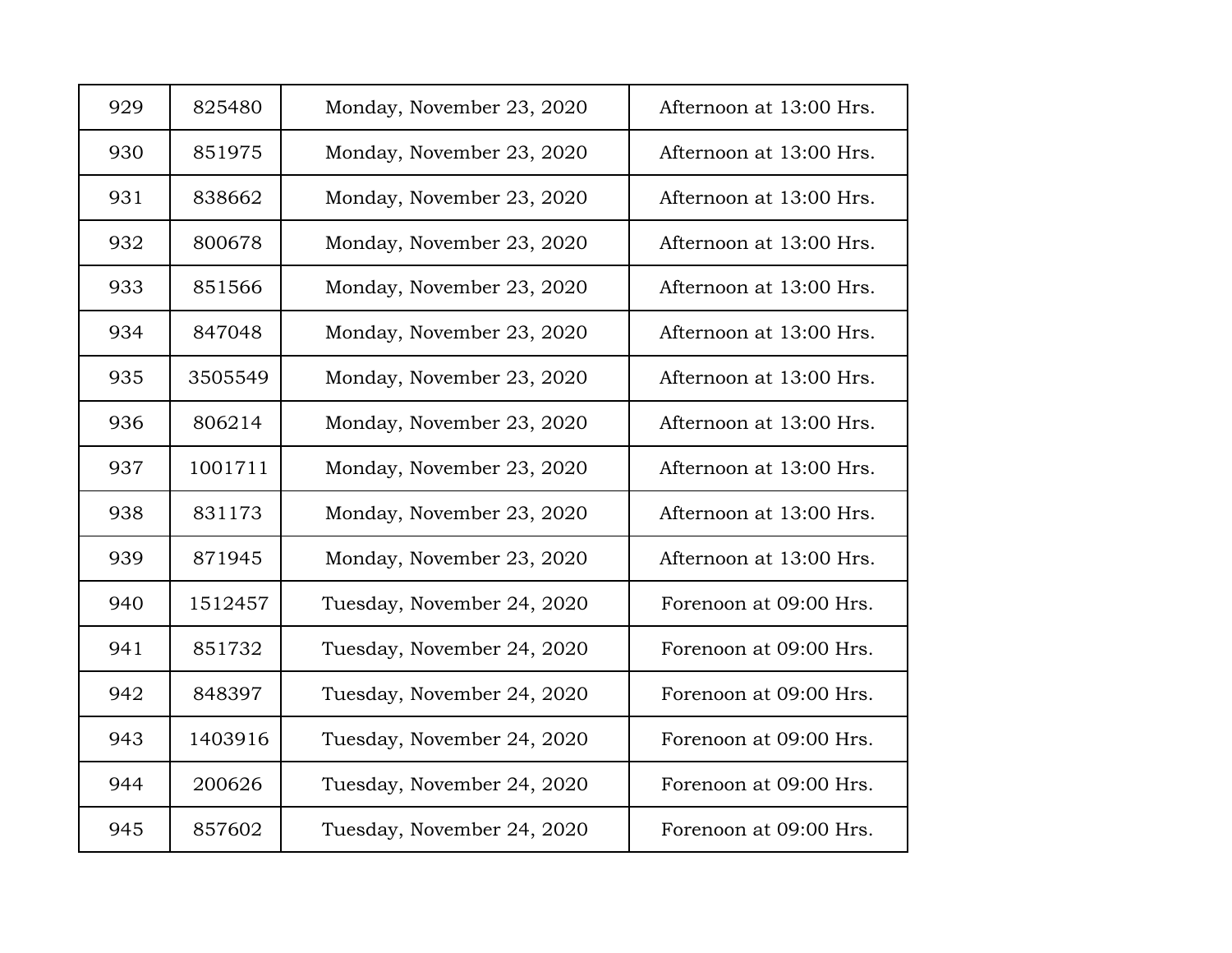| 929 | 825480 | Monday, November 23, 2020 | Afternoon at 13:00 Hrs. |
|---|---|---|---|
| 930 | 851975 | Monday, November 23, 2020 | Afternoon at 13:00 Hrs. |
| 931 | 838662 | Monday, November 23, 2020 | Afternoon at 13:00 Hrs. |
| 932 | 800678 | Monday, November 23, 2020 | Afternoon at 13:00 Hrs. |
| 933 | 851566 | Monday, November 23, 2020 | Afternoon at 13:00 Hrs. |
| 934 | 847048 | Monday, November 23, 2020 | Afternoon at 13:00 Hrs. |
| 935 | 3505549 | Monday, November 23, 2020 | Afternoon at 13:00 Hrs. |
| 936 | 806214 | Monday, November 23, 2020 | Afternoon at 13:00 Hrs. |
| 937 | 1001711 | Monday, November 23, 2020 | Afternoon at 13:00 Hrs. |
| 938 | 831173 | Monday, November 23, 2020 | Afternoon at 13:00 Hrs. |
| 939 | 871945 | Monday, November 23, 2020 | Afternoon at 13:00 Hrs. |
| 940 | 1512457 | Tuesday, November 24, 2020 | Forenoon at 09:00 Hrs. |
| 941 | 851732 | Tuesday, November 24, 2020 | Forenoon at 09:00 Hrs. |
| 942 | 848397 | Tuesday, November 24, 2020 | Forenoon at 09:00 Hrs. |
| 943 | 1403916 | Tuesday, November 24, 2020 | Forenoon at 09:00 Hrs. |
| 944 | 200626 | Tuesday, November 24, 2020 | Forenoon at 09:00 Hrs. |
| 945 | 857602 | Tuesday, November 24, 2020 | Forenoon at 09:00 Hrs. |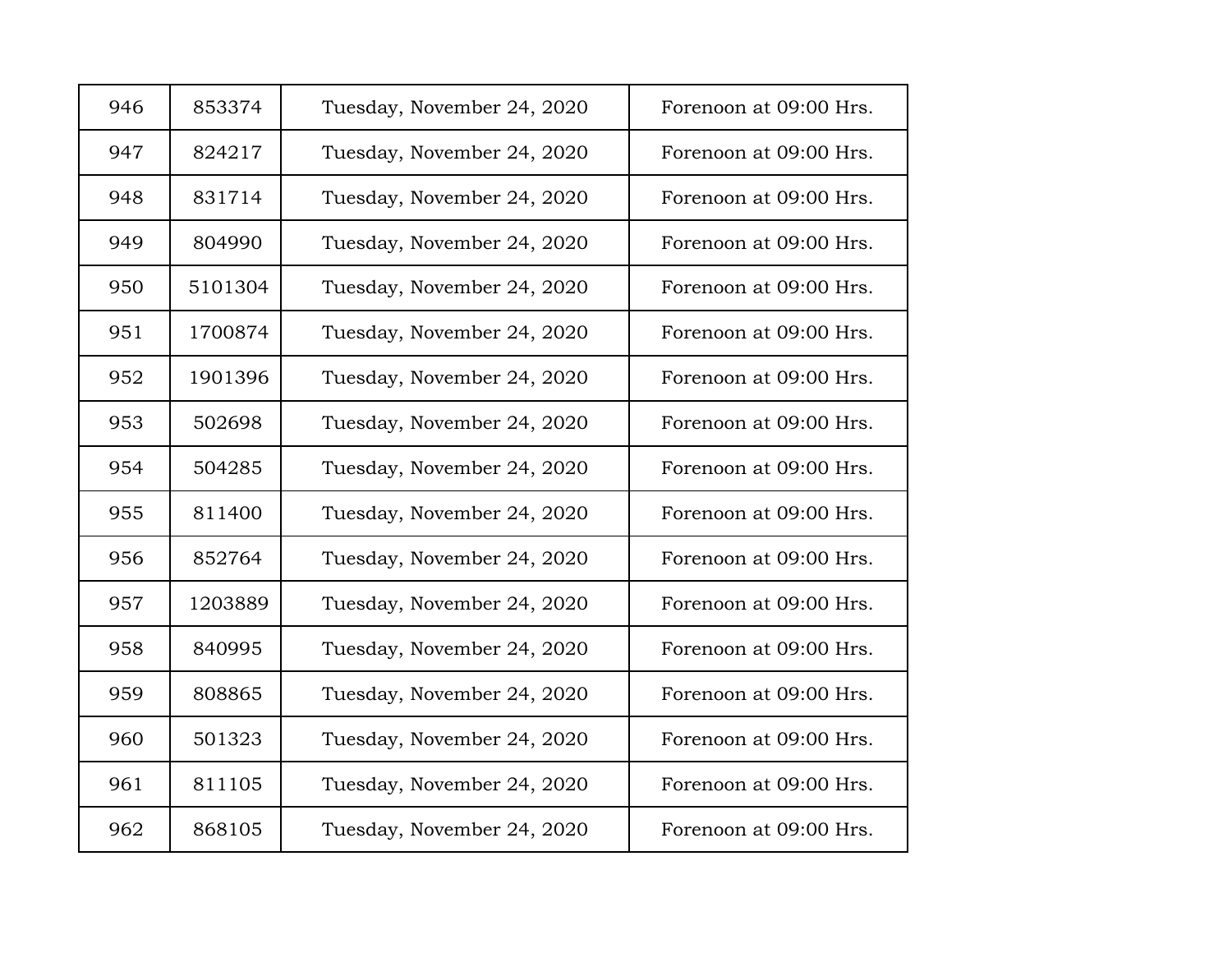| 946 | 853374 | Tuesday, November 24, 2020 | Forenoon at 09:00 Hrs. |
|---|---|---|---|
| 947 | 824217 | Tuesday, November 24, 2020 | Forenoon at 09:00 Hrs. |
| 948 | 831714 | Tuesday, November 24, 2020 | Forenoon at 09:00 Hrs. |
| 949 | 804990 | Tuesday, November 24, 2020 | Forenoon at 09:00 Hrs. |
| 950 | 5101304 | Tuesday, November 24, 2020 | Forenoon at 09:00 Hrs. |
| 951 | 1700874 | Tuesday, November 24, 2020 | Forenoon at 09:00 Hrs. |
| 952 | 1901396 | Tuesday, November 24, 2020 | Forenoon at 09:00 Hrs. |
| 953 | 502698 | Tuesday, November 24, 2020 | Forenoon at 09:00 Hrs. |
| 954 | 504285 | Tuesday, November 24, 2020 | Forenoon at 09:00 Hrs. |
| 955 | 811400 | Tuesday, November 24, 2020 | Forenoon at 09:00 Hrs. |
| 956 | 852764 | Tuesday, November 24, 2020 | Forenoon at 09:00 Hrs. |
| 957 | 1203889 | Tuesday, November 24, 2020 | Forenoon at 09:00 Hrs. |
| 958 | 840995 | Tuesday, November 24, 2020 | Forenoon at 09:00 Hrs. |
| 959 | 808865 | Tuesday, November 24, 2020 | Forenoon at 09:00 Hrs. |
| 960 | 501323 | Tuesday, November 24, 2020 | Forenoon at 09:00 Hrs. |
| 961 | 811105 | Tuesday, November 24, 2020 | Forenoon at 09:00 Hrs. |
| 962 | 868105 | Tuesday, November 24, 2020 | Forenoon at 09:00 Hrs. |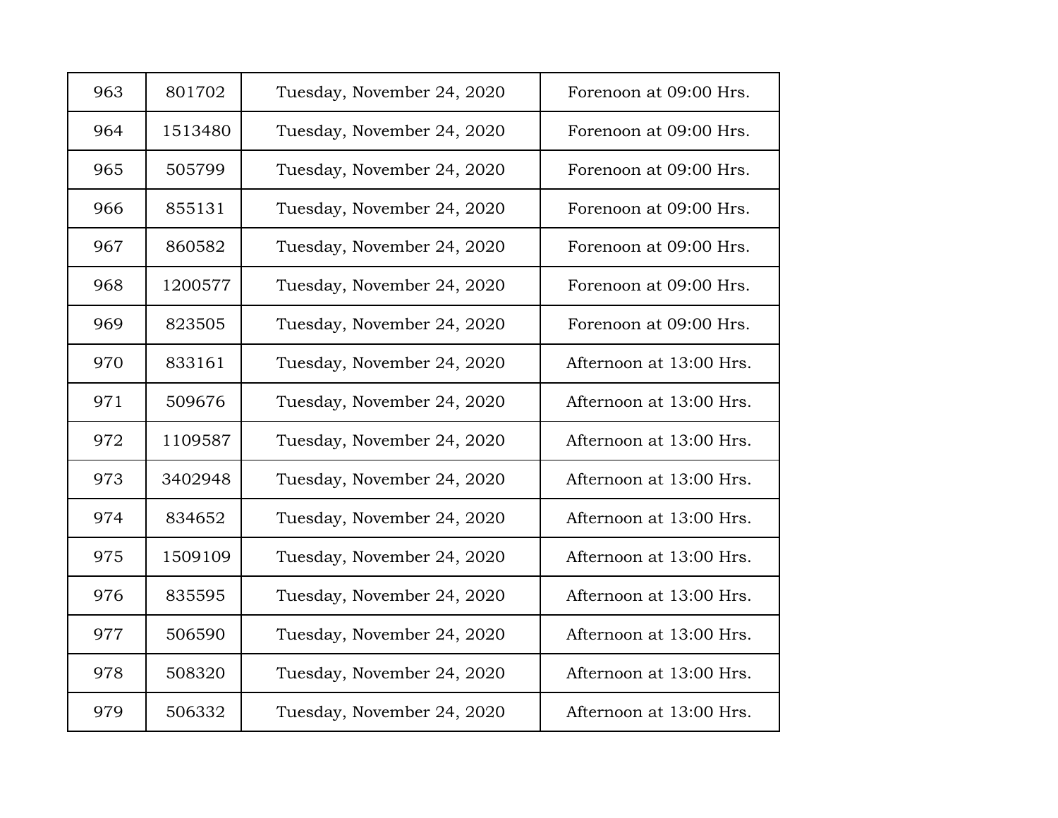| 963 | 801702 | Tuesday, November 24, 2020 | Forenoon at 09:00 Hrs. |
|---|---|---|---|
| 964 | 1513480 | Tuesday, November 24, 2020 | Forenoon at 09:00 Hrs. |
| 965 | 505799 | Tuesday, November 24, 2020 | Forenoon at 09:00 Hrs. |
| 966 | 855131 | Tuesday, November 24, 2020 | Forenoon at 09:00 Hrs. |
| 967 | 860582 | Tuesday, November 24, 2020 | Forenoon at 09:00 Hrs. |
| 968 | 1200577 | Tuesday, November 24, 2020 | Forenoon at 09:00 Hrs. |
| 969 | 823505 | Tuesday, November 24, 2020 | Forenoon at 09:00 Hrs. |
| 970 | 833161 | Tuesday, November 24, 2020 | Afternoon at 13:00 Hrs. |
| 971 | 509676 | Tuesday, November 24, 2020 | Afternoon at 13:00 Hrs. |
| 972 | 1109587 | Tuesday, November 24, 2020 | Afternoon at 13:00 Hrs. |
| 973 | 3402948 | Tuesday, November 24, 2020 | Afternoon at 13:00 Hrs. |
| 974 | 834652 | Tuesday, November 24, 2020 | Afternoon at 13:00 Hrs. |
| 975 | 1509109 | Tuesday, November 24, 2020 | Afternoon at 13:00 Hrs. |
| 976 | 835595 | Tuesday, November 24, 2020 | Afternoon at 13:00 Hrs. |
| 977 | 506590 | Tuesday, November 24, 2020 | Afternoon at 13:00 Hrs. |
| 978 | 508320 | Tuesday, November 24, 2020 | Afternoon at 13:00 Hrs. |
| 979 | 506332 | Tuesday, November 24, 2020 | Afternoon at 13:00 Hrs. |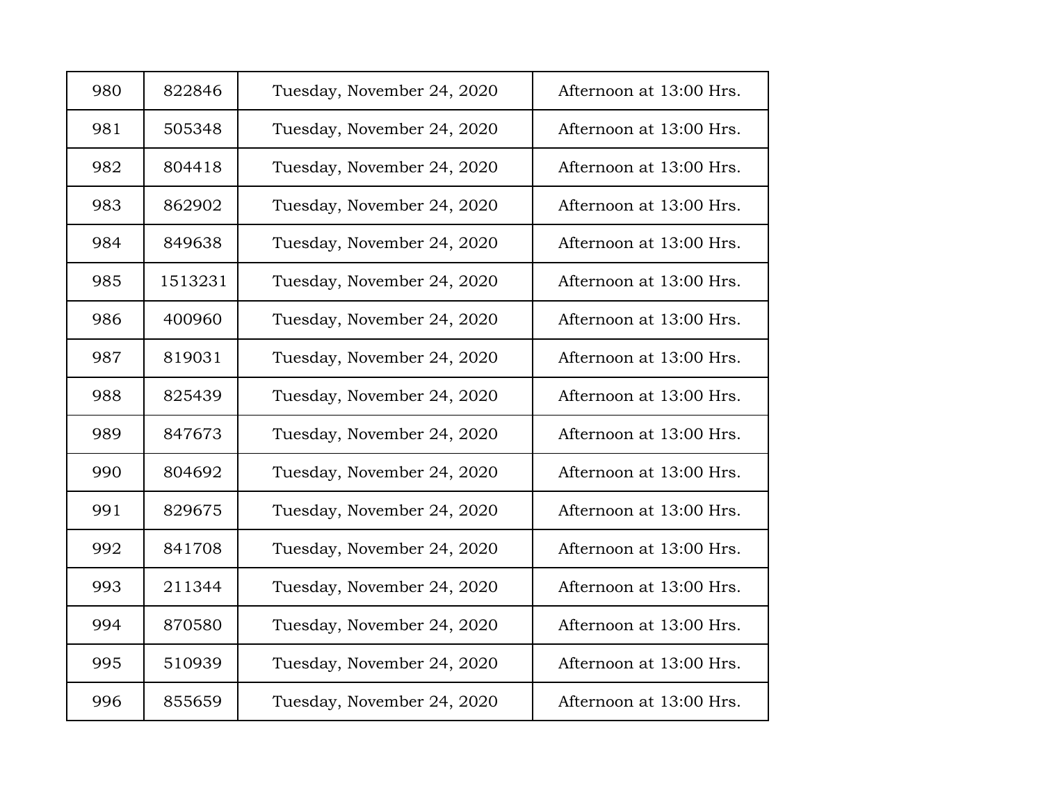| 980 | 822846 | Tuesday, November 24, 2020 | Afternoon at 13:00 Hrs. |
|---|---|---|---|
| 981 | 505348 | Tuesday, November 24, 2020 | Afternoon at 13:00 Hrs. |
| 982 | 804418 | Tuesday, November 24, 2020 | Afternoon at 13:00 Hrs. |
| 983 | 862902 | Tuesday, November 24, 2020 | Afternoon at 13:00 Hrs. |
| 984 | 849638 | Tuesday, November 24, 2020 | Afternoon at 13:00 Hrs. |
| 985 | 1513231 | Tuesday, November 24, 2020 | Afternoon at 13:00 Hrs. |
| 986 | 400960 | Tuesday, November 24, 2020 | Afternoon at 13:00 Hrs. |
| 987 | 819031 | Tuesday, November 24, 2020 | Afternoon at 13:00 Hrs. |
| 988 | 825439 | Tuesday, November 24, 2020 | Afternoon at 13:00 Hrs. |
| 989 | 847673 | Tuesday, November 24, 2020 | Afternoon at 13:00 Hrs. |
| 990 | 804692 | Tuesday, November 24, 2020 | Afternoon at 13:00 Hrs. |
| 991 | 829675 | Tuesday, November 24, 2020 | Afternoon at 13:00 Hrs. |
| 992 | 841708 | Tuesday, November 24, 2020 | Afternoon at 13:00 Hrs. |
| 993 | 211344 | Tuesday, November 24, 2020 | Afternoon at 13:00 Hrs. |
| 994 | 870580 | Tuesday, November 24, 2020 | Afternoon at 13:00 Hrs. |
| 995 | 510939 | Tuesday, November 24, 2020 | Afternoon at 13:00 Hrs. |
| 996 | 855659 | Tuesday, November 24, 2020 | Afternoon at 13:00 Hrs. |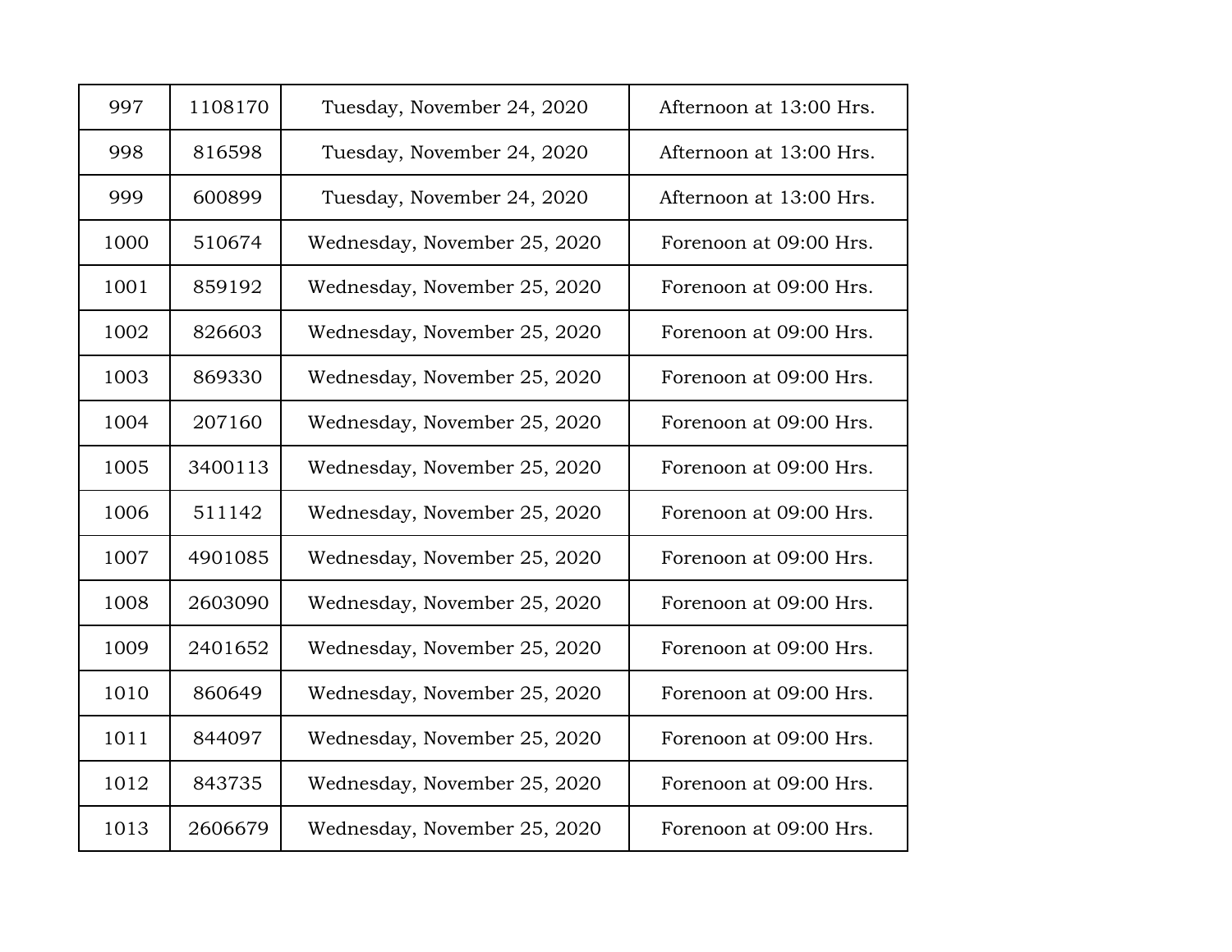| 997 | 1108170 | Tuesday, November 24, 2020 | Afternoon at 13:00 Hrs. |
|---|---|---|---|
| 998 | 816598 | Tuesday, November 24, 2020 | Afternoon at 13:00 Hrs. |
| 999 | 600899 | Tuesday, November 24, 2020 | Afternoon at 13:00 Hrs. |
| 1000 | 510674 | Wednesday, November 25, 2020 | Forenoon at 09:00 Hrs. |
| 1001 | 859192 | Wednesday, November 25, 2020 | Forenoon at 09:00 Hrs. |
| 1002 | 826603 | Wednesday, November 25, 2020 | Forenoon at 09:00 Hrs. |
| 1003 | 869330 | Wednesday, November 25, 2020 | Forenoon at 09:00 Hrs. |
| 1004 | 207160 | Wednesday, November 25, 2020 | Forenoon at 09:00 Hrs. |
| 1005 | 3400113 | Wednesday, November 25, 2020 | Forenoon at 09:00 Hrs. |
| 1006 | 511142 | Wednesday, November 25, 2020 | Forenoon at 09:00 Hrs. |
| 1007 | 4901085 | Wednesday, November 25, 2020 | Forenoon at 09:00 Hrs. |
| 1008 | 2603090 | Wednesday, November 25, 2020 | Forenoon at 09:00 Hrs. |
| 1009 | 2401652 | Wednesday, November 25, 2020 | Forenoon at 09:00 Hrs. |
| 1010 | 860649 | Wednesday, November 25, 2020 | Forenoon at 09:00 Hrs. |
| 1011 | 844097 | Wednesday, November 25, 2020 | Forenoon at 09:00 Hrs. |
| 1012 | 843735 | Wednesday, November 25, 2020 | Forenoon at 09:00 Hrs. |
| 1013 | 2606679 | Wednesday, November 25, 2020 | Forenoon at 09:00 Hrs. |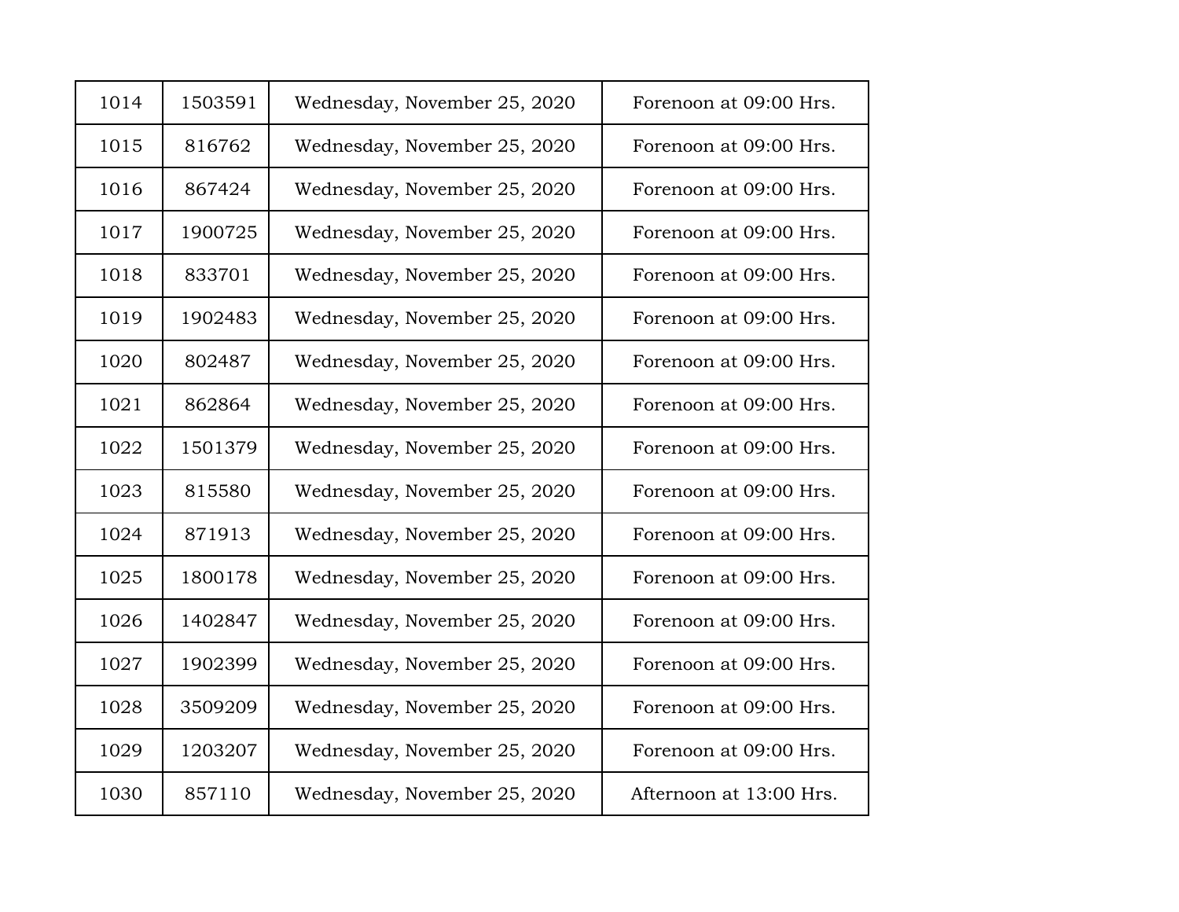| 1014 | 1503591 | Wednesday, November 25, 2020 | Forenoon at 09:00 Hrs. |
|---|---|---|---|
| 1015 | 816762 | Wednesday, November 25, 2020 | Forenoon at 09:00 Hrs. |
| 1016 | 867424 | Wednesday, November 25, 2020 | Forenoon at 09:00 Hrs. |
| 1017 | 1900725 | Wednesday, November 25, 2020 | Forenoon at 09:00 Hrs. |
| 1018 | 833701 | Wednesday, November 25, 2020 | Forenoon at 09:00 Hrs. |
| 1019 | 1902483 | Wednesday, November 25, 2020 | Forenoon at 09:00 Hrs. |
| 1020 | 802487 | Wednesday, November 25, 2020 | Forenoon at 09:00 Hrs. |
| 1021 | 862864 | Wednesday, November 25, 2020 | Forenoon at 09:00 Hrs. |
| 1022 | 1501379 | Wednesday, November 25, 2020 | Forenoon at 09:00 Hrs. |
| 1023 | 815580 | Wednesday, November 25, 2020 | Forenoon at 09:00 Hrs. |
| 1024 | 871913 | Wednesday, November 25, 2020 | Forenoon at 09:00 Hrs. |
| 1025 | 1800178 | Wednesday, November 25, 2020 | Forenoon at 09:00 Hrs. |
| 1026 | 1402847 | Wednesday, November 25, 2020 | Forenoon at 09:00 Hrs. |
| 1027 | 1902399 | Wednesday, November 25, 2020 | Forenoon at 09:00 Hrs. |
| 1028 | 3509209 | Wednesday, November 25, 2020 | Forenoon at 09:00 Hrs. |
| 1029 | 1203207 | Wednesday, November 25, 2020 | Forenoon at 09:00 Hrs. |
| 1030 | 857110 | Wednesday, November 25, 2020 | Afternoon at 13:00 Hrs. |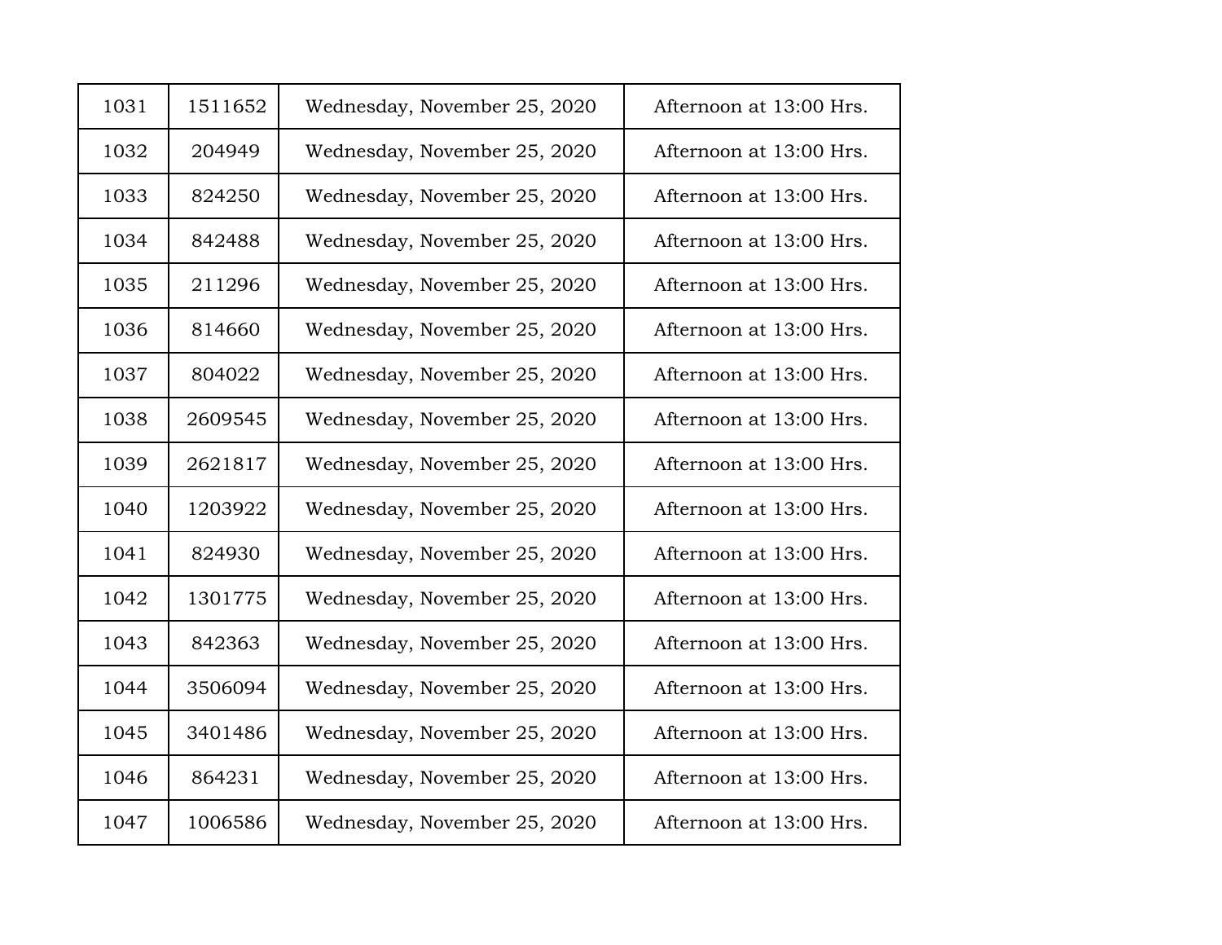| | | | |
|---|---|---|---|
| 1031 | 1511652 | Wednesday, November 25, 2020 | Afternoon at 13:00 Hrs. |
| 1032 | 204949 | Wednesday, November 25, 2020 | Afternoon at 13:00 Hrs. |
| 1033 | 824250 | Wednesday, November 25, 2020 | Afternoon at 13:00 Hrs. |
| 1034 | 842488 | Wednesday, November 25, 2020 | Afternoon at 13:00 Hrs. |
| 1035 | 211296 | Wednesday, November 25, 2020 | Afternoon at 13:00 Hrs. |
| 1036 | 814660 | Wednesday, November 25, 2020 | Afternoon at 13:00 Hrs. |
| 1037 | 804022 | Wednesday, November 25, 2020 | Afternoon at 13:00 Hrs. |
| 1038 | 2609545 | Wednesday, November 25, 2020 | Afternoon at 13:00 Hrs. |
| 1039 | 2621817 | Wednesday, November 25, 2020 | Afternoon at 13:00 Hrs. |
| 1040 | 1203922 | Wednesday, November 25, 2020 | Afternoon at 13:00 Hrs. |
| 1041 | 824930 | Wednesday, November 25, 2020 | Afternoon at 13:00 Hrs. |
| 1042 | 1301775 | Wednesday, November 25, 2020 | Afternoon at 13:00 Hrs. |
| 1043 | 842363 | Wednesday, November 25, 2020 | Afternoon at 13:00 Hrs. |
| 1044 | 3506094 | Wednesday, November 25, 2020 | Afternoon at 13:00 Hrs. |
| 1045 | 3401486 | Wednesday, November 25, 2020 | Afternoon at 13:00 Hrs. |
| 1046 | 864231 | Wednesday, November 25, 2020 | Afternoon at 13:00 Hrs. |
| 1047 | 1006586 | Wednesday, November 25, 2020 | Afternoon at 13:00 Hrs. |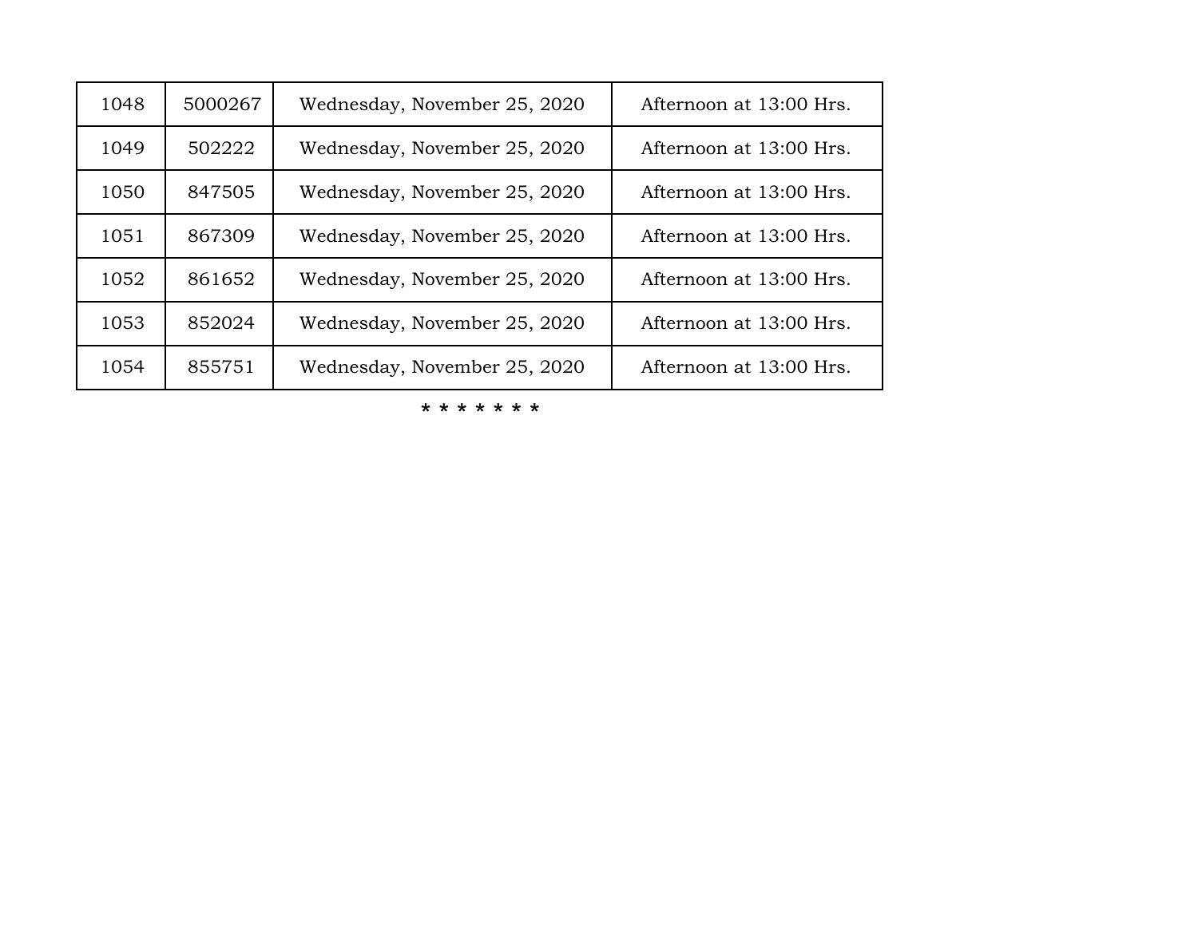| | | | |
|---|---|---|---|
| 1048 | 5000267 | Wednesday, November 25, 2020 | Afternoon at 13:00 Hrs. |
| 1049 | 502222 | Wednesday, November 25, 2020 | Afternoon at 13:00 Hrs. |
| 1050 | 847505 | Wednesday, November 25, 2020 | Afternoon at 13:00 Hrs. |
| 1051 | 867309 | Wednesday, November 25, 2020 | Afternoon at 13:00 Hrs. |
| 1052 | 861652 | Wednesday, November 25, 2020 | Afternoon at 13:00 Hrs. |
| 1053 | 852024 | Wednesday, November 25, 2020 | Afternoon at 13:00 Hrs. |
| 1054 | 855751 | Wednesday, November 25, 2020 | Afternoon at 13:00 Hrs. |

* * * * * * *